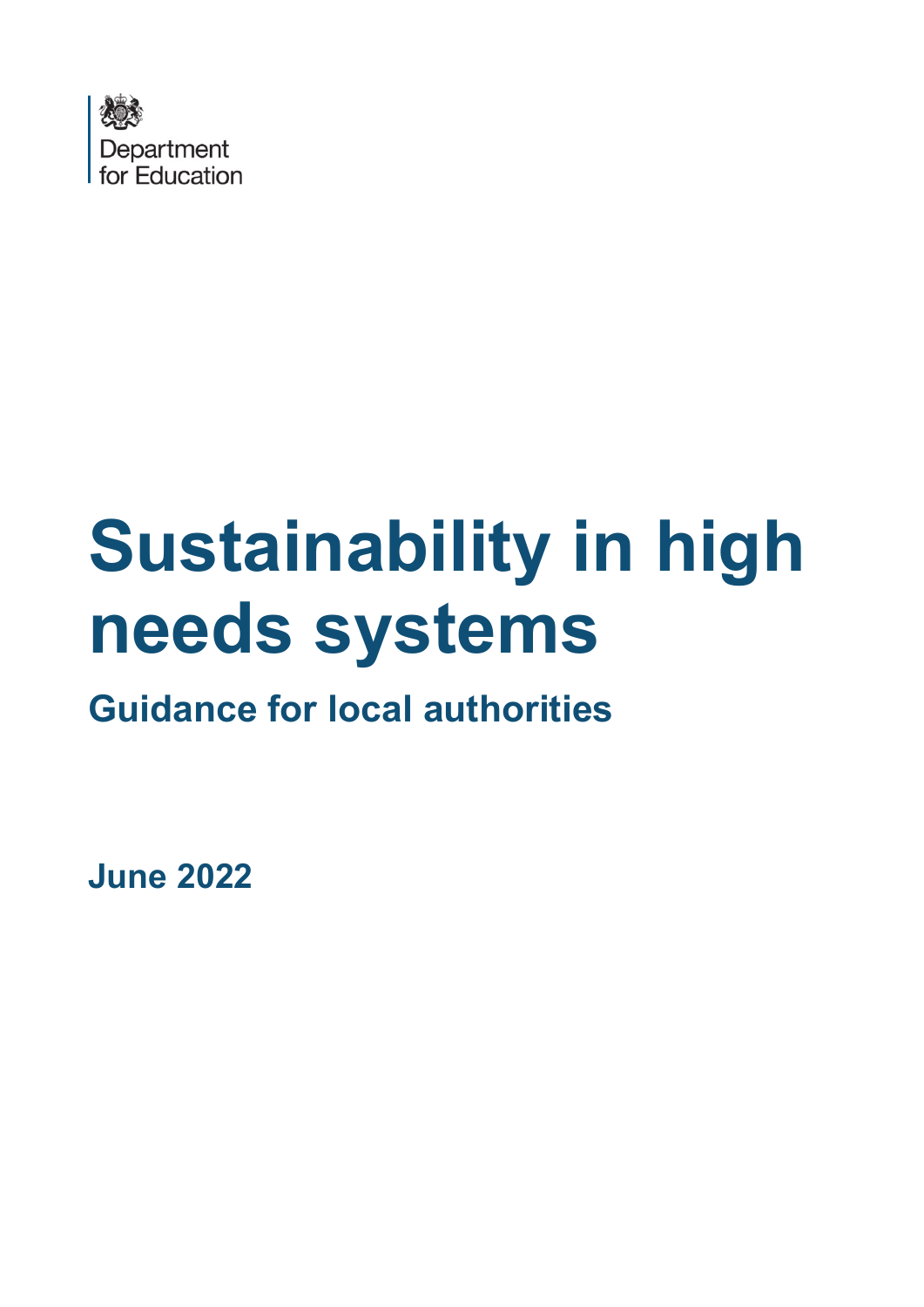Department for Education

# Sustainability in high needs systems

## Guidance for local authorities

**June 2022**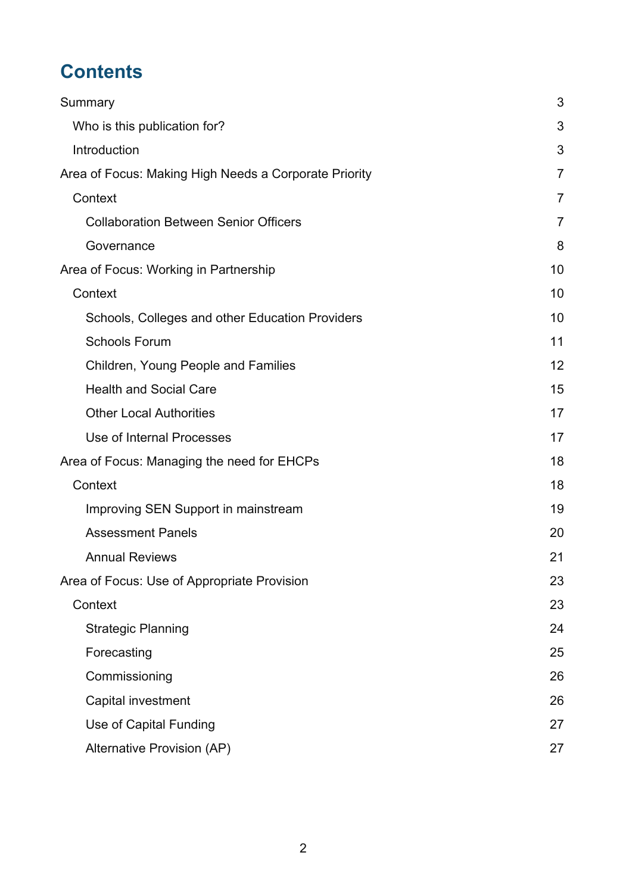# Contents

- Summary 3
  - Who is this publication for? 3
  - Introduction 3
- Area of Focus: Making High Needs a Corporate Priority 7
  - Context 7
    - Collaboration Between Senior Officers 7
    - Governance 8
- Area of Focus: Working in Partnership 10
  - Context 10
    - Schools, Colleges and other Education Providers 10
    - Schools Forum 11
    - Children, Young People and Families 12
    - Health and Social Care 15
    - Other Local Authorities 17
    - Use of Internal Processes 17
- Area of Focus: Managing the need for EHCPs 18
  - Context 18
    - Improving SEN Support in mainstream 19
    - Assessment Panels 20
    - Annual Reviews 21
- Area of Focus: Use of Appropriate Provision 23
  - Context 23
    - Strategic Planning 24
    - Forecasting 25
    - Commissioning 26
    - Capital investment 26
    - Use of Capital Funding 27
    - Alternative Provision (AP) 27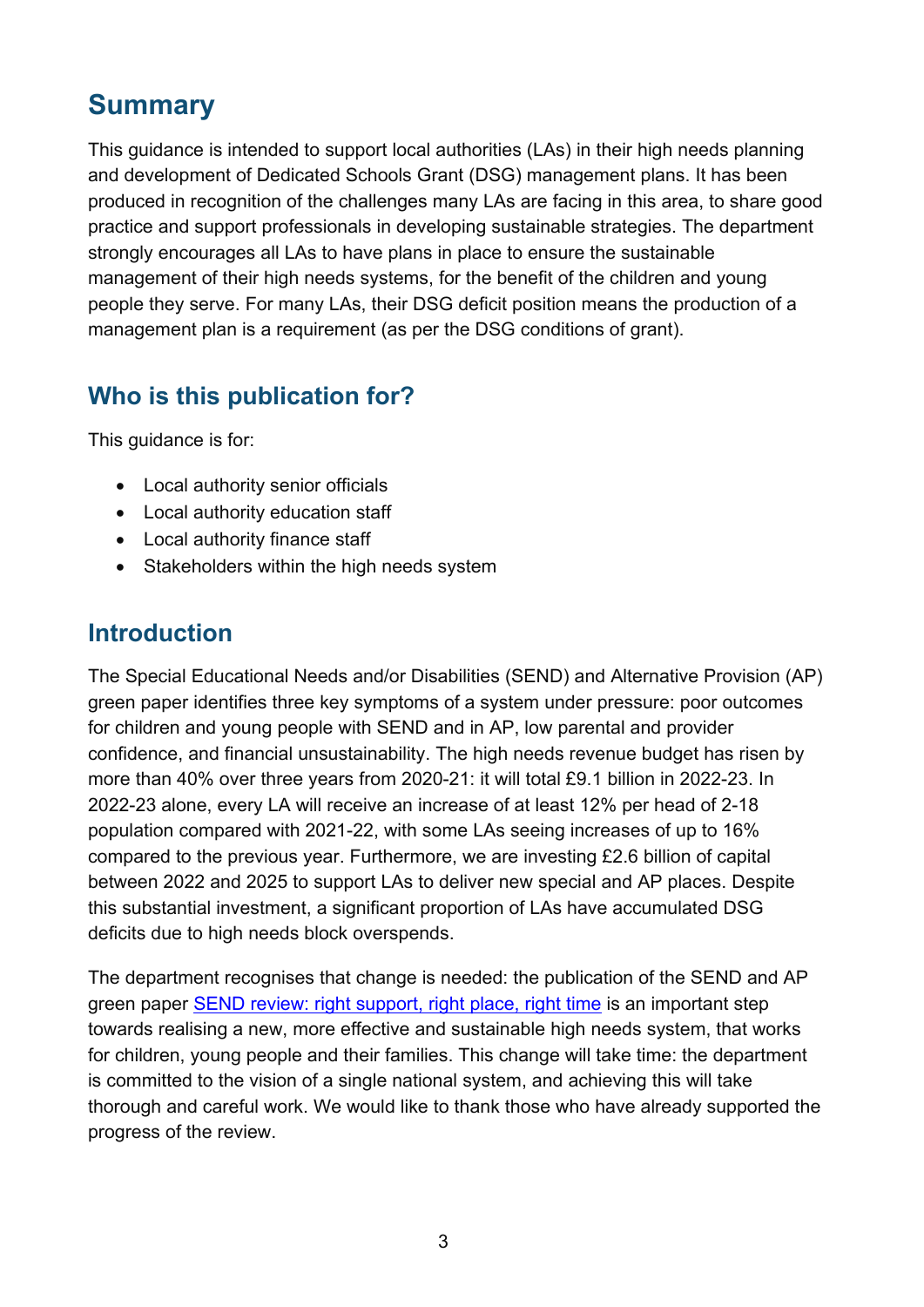## Summary

This guidance is intended to support local authorities (LAs) in their high needs planning and development of Dedicated Schools Grant (DSG) management plans. It has been produced in recognition of the challenges many LAs are facing in this area, to share good practice and support professionals in developing sustainable strategies. The department strongly encourages all LAs to have plans in place to ensure the sustainable management of their high needs systems, for the benefit of the children and young people they serve. For many LAs, their DSG deficit position means the production of a management plan is a requirement (as per the DSG conditions of grant).

## Who is this publication for?

This guidance is for:

- Local authority senior officials
- Local authority education staff
- Local authority finance staff
- Stakeholders within the high needs system

## Introduction

The Special Educational Needs and/or Disabilities (SEND) and Alternative Provision (AP) green paper identifies three key symptoms of a system under pressure: poor outcomes for children and young people with SEND and in AP, low parental and provider confidence, and financial unsustainability. The high needs revenue budget has risen by more than 40% over three years from 2020-21: it will total £9.1 billion in 2022-23. In 2022-23 alone, every LA will receive an increase of at least 12% per head of 2-18 population compared with 2021-22, with some LAs seeing increases of up to 16% compared to the previous year. Furthermore, we are investing £2.6 billion of capital between 2022 and 2025 to support LAs to deliver new special and AP places. Despite this substantial investment, a significant proportion of LAs have accumulated DSG deficits due to high needs block overspends.

The department recognises that change is needed: the publication of the SEND and AP green paper [SEND review: right support, right place, right time] is an important step towards realising a new, more effective and sustainable high needs system, that works for children, young people and their families. This change will take time: the department is committed to the vision of a single national system, and achieving this will take thorough and careful work. We would like to thank those who have already supported the progress of the review.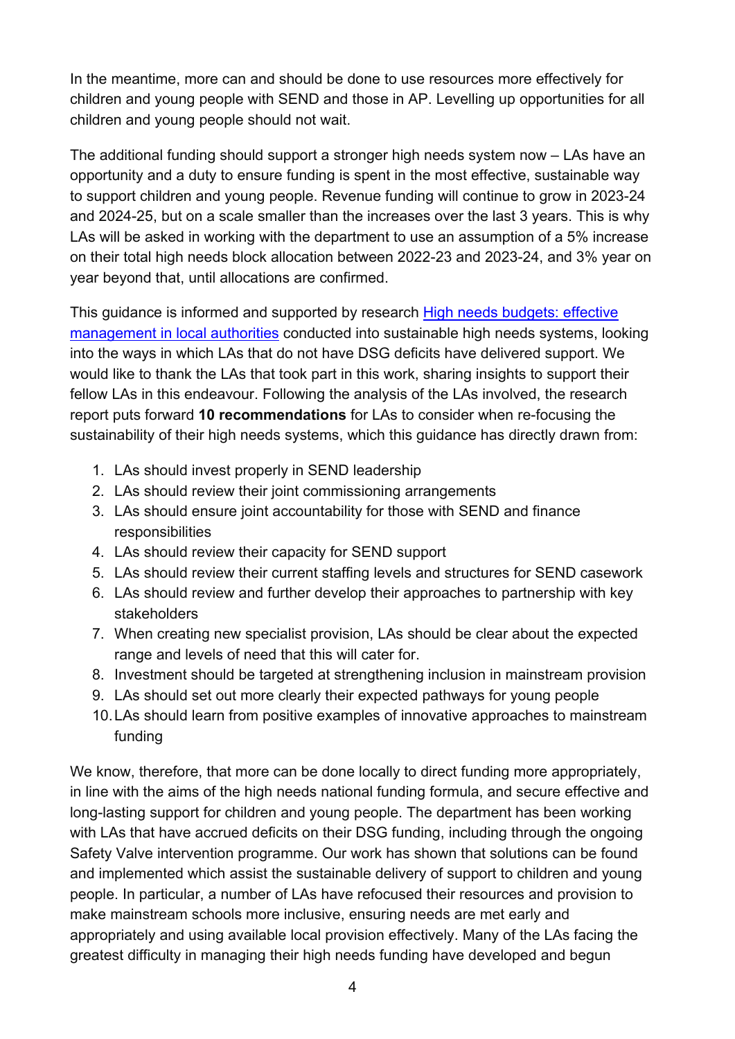In the meantime, more can and should be done to use resources more effectively for children and young people with SEND and those in AP. Levelling up opportunities for all children and young people should not wait.

The additional funding should support a stronger high needs system now – LAs have an opportunity and a duty to ensure funding is spent in the most effective, sustainable way to support children and young people. Revenue funding will continue to grow in 2023-24 and 2024-25, but on a scale smaller than the increases over the last 3 years. This is why LAs will be asked in working with the department to use an assumption of a 5% increase on their total high needs block allocation between 2022-23 and 2023-24, and 3% year on year beyond that, until allocations are confirmed.

This guidance is informed and supported by research [High needs budgets: effective management in local authorities] conducted into sustainable high needs systems, looking into the ways in which LAs that do not have DSG deficits have delivered support. We would like to thank the LAs that took part in this work, sharing insights to support their fellow LAs in this endeavour. Following the analysis of the LAs involved, the research report puts forward **10 recommendations** for LAs to consider when re-focusing the sustainability of their high needs systems, which this guidance has directly drawn from:

1. LAs should invest properly in SEND leadership
2. LAs should review their joint commissioning arrangements
3. LAs should ensure joint accountability for those with SEND and finance responsibilities
4. LAs should review their capacity for SEND support
5. LAs should review their current staffing levels and structures for SEND casework
6. LAs should review and further develop their approaches to partnership with key stakeholders
7. When creating new specialist provision, LAs should be clear about the expected range and levels of need that this will cater for.
8. Investment should be targeted at strengthening inclusion in mainstream provision
9. LAs should set out more clearly their expected pathways for young people
10. LAs should learn from positive examples of innovative approaches to mainstream funding

We know, therefore, that more can be done locally to direct funding more appropriately, in line with the aims of the high needs national funding formula, and secure effective and long-lasting support for children and young people. The department has been working with LAs that have accrued deficits on their DSG funding, including through the ongoing Safety Valve intervention programme. Our work has shown that solutions can be found and implemented which assist the sustainable delivery of support to children and young people. In particular, a number of LAs have refocused their resources and provision to make mainstream schools more inclusive, ensuring needs are met early and appropriately and using available local provision effectively. Many of the LAs facing the greatest difficulty in managing their high needs funding have developed and begun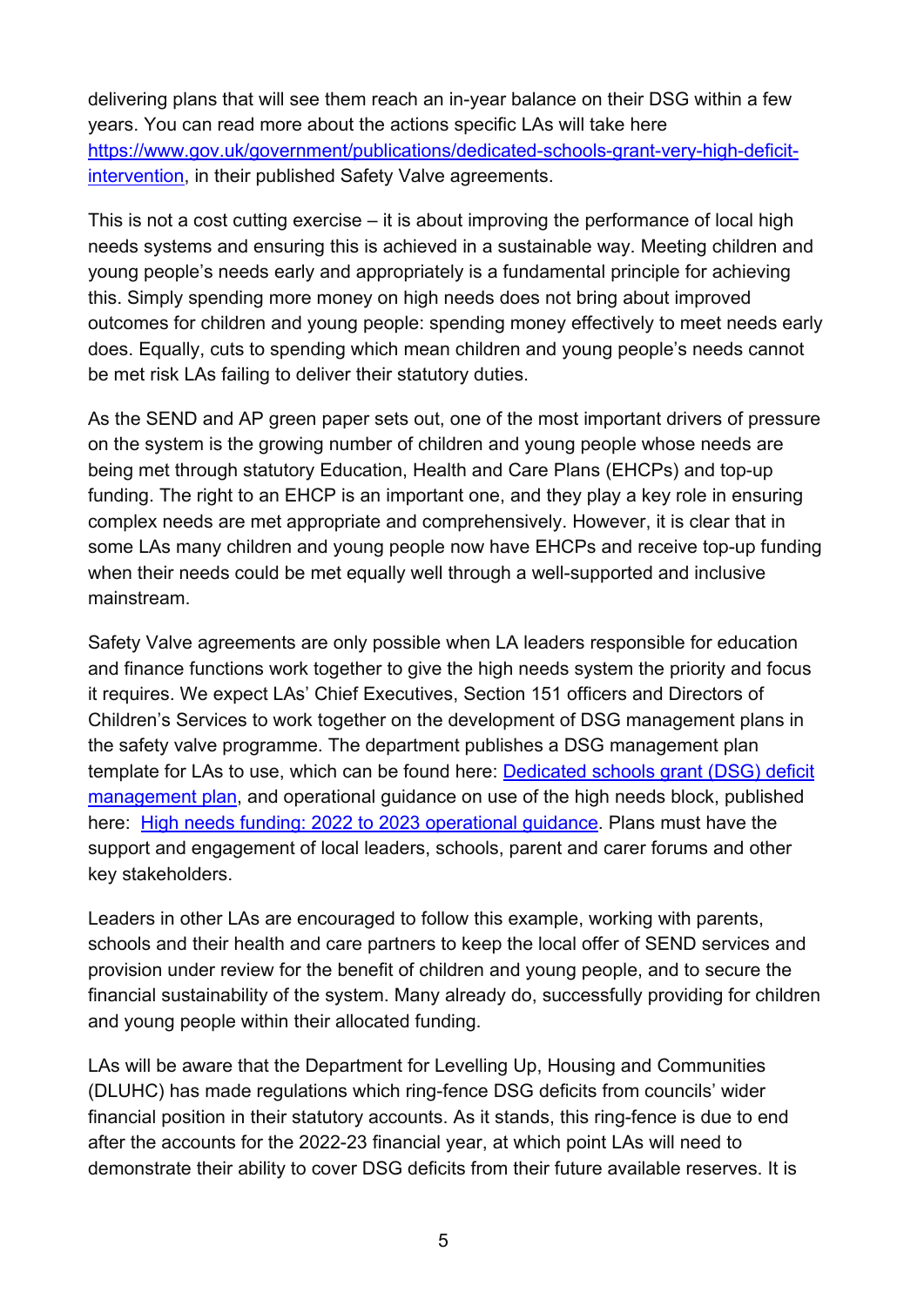delivering plans that will see them reach an in-year balance on their DSG within a few years. You can read more about the actions specific LAs will take here [https://www.gov.uk/government/publications/dedicated-schools-grant-very-high-deficit-intervention](https://www.gov.uk/government/publications/dedicated-schools-grant-very-high-deficit-intervention), in their published Safety Valve agreements.

This is not a cost cutting exercise – it is about improving the performance of local high needs systems and ensuring this is achieved in a sustainable way. Meeting children and young people's needs early and appropriately is a fundamental principle for achieving this. Simply spending more money on high needs does not bring about improved outcomes for children and young people: spending money effectively to meet needs early does. Equally, cuts to spending which mean children and young people's needs cannot be met risk LAs failing to deliver their statutory duties.

As the SEND and AP green paper sets out, one of the most important drivers of pressure on the system is the growing number of children and young people whose needs are being met through statutory Education, Health and Care Plans (EHCPs) and top-up funding. The right to an EHCP is an important one, and they play a key role in ensuring complex needs are met appropriate and comprehensively. However, it is clear that in some LAs many children and young people now have EHCPs and receive top-up funding when their needs could be met equally well through a well-supported and inclusive mainstream.

Safety Valve agreements are only possible when LA leaders responsible for education and finance functions work together to give the high needs system the priority and focus it requires. We expect LAs' Chief Executives, Section 151 officers and Directors of Children's Services to work together on the development of DSG management plans in the safety valve programme. The department publishes a DSG management plan template for LAs to use, which can be found here: [Dedicated schools grant (DSG) deficit management plan](), and operational guidance on use of the high needs block, published here: [High needs funding: 2022 to 2023 operational guidance](). Plans must have the support and engagement of local leaders, schools, parent and carer forums and other key stakeholders.

Leaders in other LAs are encouraged to follow this example, working with parents, schools and their health and care partners to keep the local offer of SEND services and provision under review for the benefit of children and young people, and to secure the financial sustainability of the system. Many already do, successfully providing for children and young people within their allocated funding.

LAs will be aware that the Department for Levelling Up, Housing and Communities (DLUHC) has made regulations which ring-fence DSG deficits from councils' wider financial position in their statutory accounts. As it stands, this ring-fence is due to end after the accounts for the 2022-23 financial year, at which point LAs will need to demonstrate their ability to cover DSG deficits from their future available reserves. It is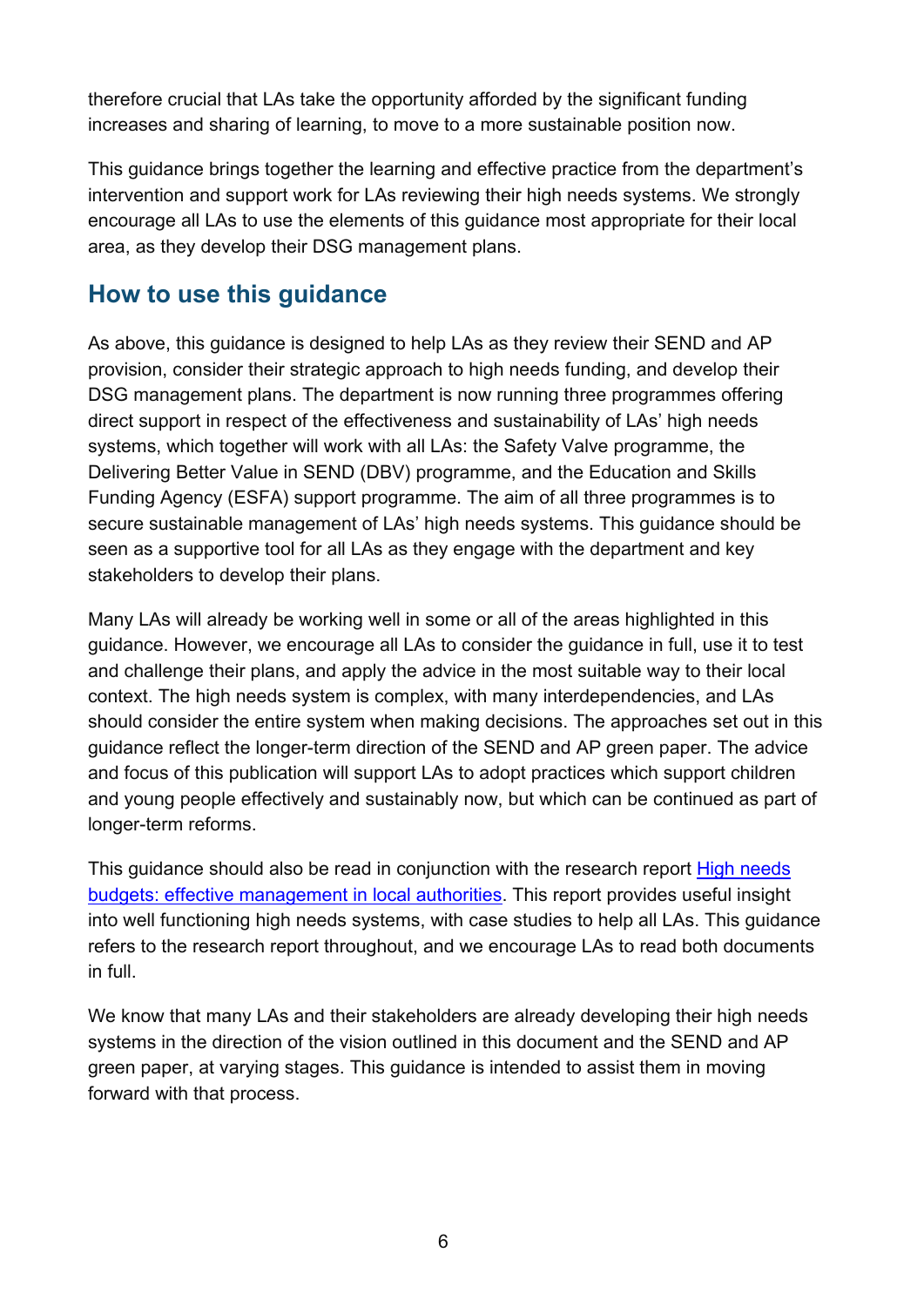therefore crucial that LAs take the opportunity afforded by the significant funding increases and sharing of learning, to move to a more sustainable position now.

This guidance brings together the learning and effective practice from the department's intervention and support work for LAs reviewing their high needs systems. We strongly encourage all LAs to use the elements of this guidance most appropriate for their local area, as they develop their DSG management plans.

## How to use this guidance

As above, this guidance is designed to help LAs as they review their SEND and AP provision, consider their strategic approach to high needs funding, and develop their DSG management plans. The department is now running three programmes offering direct support in respect of the effectiveness and sustainability of LAs' high needs systems, which together will work with all LAs: the Safety Valve programme, the Delivering Better Value in SEND (DBV) programme, and the Education and Skills Funding Agency (ESFA) support programme. The aim of all three programmes is to secure sustainable management of LAs' high needs systems. This guidance should be seen as a supportive tool for all LAs as they engage with the department and key stakeholders to develop their plans.

Many LAs will already be working well in some or all of the areas highlighted in this guidance. However, we encourage all LAs to consider the guidance in full, use it to test and challenge their plans, and apply the advice in the most suitable way to their local context. The high needs system is complex, with many interdependencies, and LAs should consider the entire system when making decisions. The approaches set out in this guidance reflect the longer-term direction of the SEND and AP green paper. The advice and focus of this publication will support LAs to adopt practices which support children and young people effectively and sustainably now, but which can be continued as part of longer-term reforms.

This guidance should also be read in conjunction with the research report [High needs budgets: effective management in local authorities](). This report provides useful insight into well functioning high needs systems, with case studies to help all LAs. This guidance refers to the research report throughout, and we encourage LAs to read both documents in full.

We know that many LAs and their stakeholders are already developing their high needs systems in the direction of the vision outlined in this document and the SEND and AP green paper, at varying stages. This guidance is intended to assist them in moving forward with that process.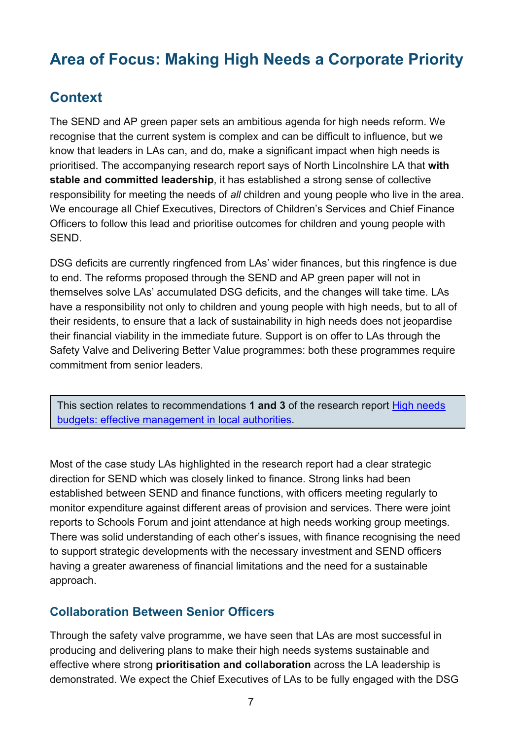# Area of Focus: Making High Needs a Corporate Priority

## Context

The SEND and AP green paper sets an ambitious agenda for high needs reform. We recognise that the current system is complex and can be difficult to influence, but we know that leaders in LAs can, and do, make a significant impact when high needs is prioritised. The accompanying research report says of North Lincolnshire LA that **with stable and committed leadership**, it has established a strong sense of collective responsibility for meeting the needs of *all* children and young people who live in the area. We encourage all Chief Executives, Directors of Children's Services and Chief Finance Officers to follow this lead and prioritise outcomes for children and young people with SEND.

DSG deficits are currently ringfenced from LAs' wider finances, but this ringfence is due to end. The reforms proposed through the SEND and AP green paper will not in themselves solve LAs' accumulated DSG deficits, and the changes will take time. LAs have a responsibility not only to children and young people with high needs, but to all of their residents, to ensure that a lack of sustainability in high needs does not jeopardise their financial viability in the immediate future. Support is on offer to LAs through the Safety Valve and Delivering Better Value programmes: both these programmes require commitment from senior leaders.

> This section relates to recommendations **1 and 3** of the research report [High needs budgets: effective management in local authorities]().

Most of the case study LAs highlighted in the research report had a clear strategic direction for SEND which was closely linked to finance. Strong links had been established between SEND and finance functions, with officers meeting regularly to monitor expenditure against different areas of provision and services. There were joint reports to Schools Forum and joint attendance at high needs working group meetings. There was solid understanding of each other's issues, with finance recognising the need to support strategic developments with the necessary investment and SEND officers having a greater awareness of financial limitations and the need for a sustainable approach.

### Collaboration Between Senior Officers

Through the safety valve programme, we have seen that LAs are most successful in producing and delivering plans to make their high needs systems sustainable and effective where strong **prioritisation and collaboration** across the LA leadership is demonstrated. We expect the Chief Executives of LAs to be fully engaged with the DSG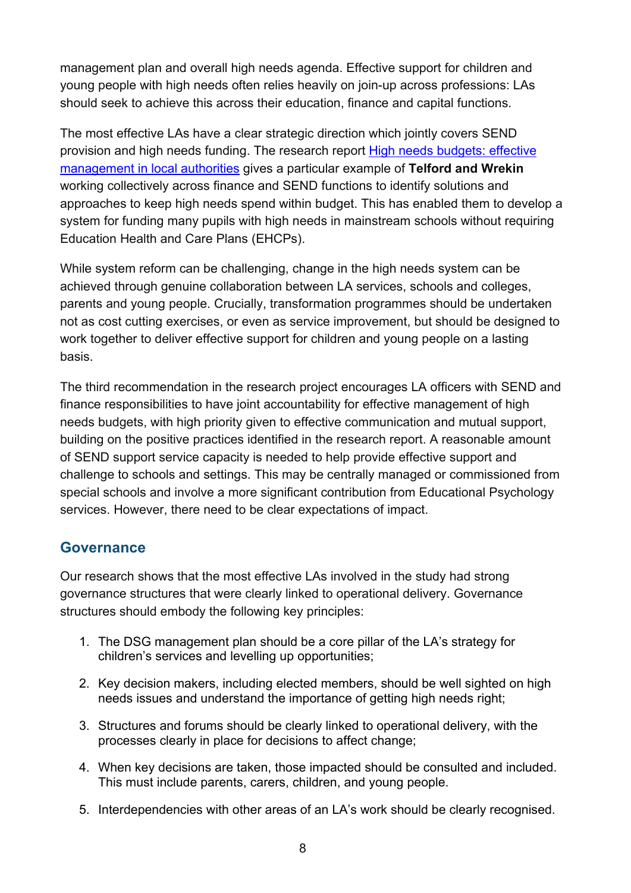management plan and overall high needs agenda. Effective support for children and young people with high needs often relies heavily on join-up across professions: LAs should seek to achieve this across their education, finance and capital functions.

The most effective LAs have a clear strategic direction which jointly covers SEND provision and high needs funding. The research report [High needs budgets: effective management in local authorities] gives a particular example of **Telford and Wrekin** working collectively across finance and SEND functions to identify solutions and approaches to keep high needs spend within budget. This has enabled them to develop a system for funding many pupils with high needs in mainstream schools without requiring Education Health and Care Plans (EHCPs).

While system reform can be challenging, change in the high needs system can be achieved through genuine collaboration between LA services, schools and colleges, parents and young people. Crucially, transformation programmes should be undertaken not as cost cutting exercises, or even as service improvement, but should be designed to work together to deliver effective support for children and young people on a lasting basis.

The third recommendation in the research project encourages LA officers with SEND and finance responsibilities to have joint accountability for effective management of high needs budgets, with high priority given to effective communication and mutual support, building on the positive practices identified in the research report. A reasonable amount of SEND support service capacity is needed to help provide effective support and challenge to schools and settings. This may be centrally managed or commissioned from special schools and involve a more significant contribution from Educational Psychology services. However, there need to be clear expectations of impact.

## Governance

Our research shows that the most effective LAs involved in the study had strong governance structures that were clearly linked to operational delivery. Governance structures should embody the following key principles:

1. The DSG management plan should be a core pillar of the LA's strategy for children's services and levelling up opportunities;
2. Key decision makers, including elected members, should be well sighted on high needs issues and understand the importance of getting high needs right;
3. Structures and forums should be clearly linked to operational delivery, with the processes clearly in place for decisions to affect change;
4. When key decisions are taken, those impacted should be consulted and included. This must include parents, carers, children, and young people.
5. Interdependencies with other areas of an LA's work should be clearly recognised.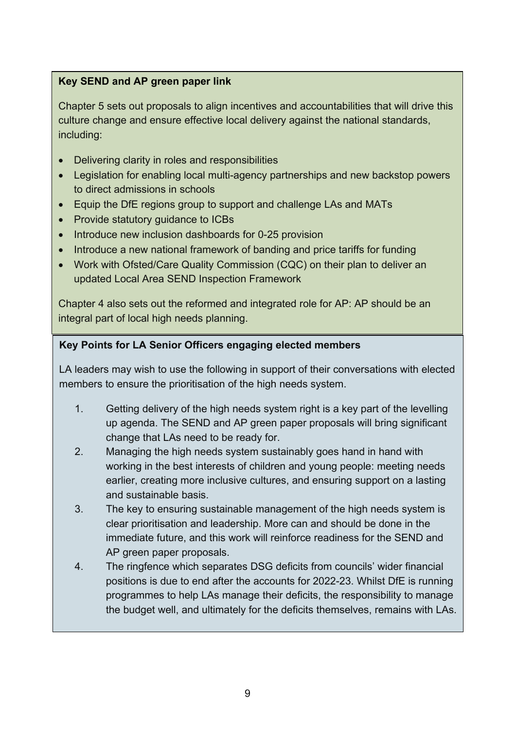**Key SEND and AP green paper link**

Chapter 5 sets out proposals to align incentives and accountabilities that will drive this culture change and ensure effective local delivery against the national standards, including:

- Delivering clarity in roles and responsibilities
- Legislation for enabling local multi-agency partnerships and new backstop powers to direct admissions in schools
- Equip the DfE regions group to support and challenge LAs and MATs
- Provide statutory guidance to ICBs
- Introduce new inclusion dashboards for 0-25 provision
- Introduce a new national framework of banding and price tariffs for funding
- Work with Ofsted/Care Quality Commission (CQC) on their plan to deliver an updated Local Area SEND Inspection Framework

Chapter 4 also sets out the reformed and integrated role for AP: AP should be an integral part of local high needs planning.

**Key Points for LA Senior Officers engaging elected members**

LA leaders may wish to use the following in support of their conversations with elected members to ensure the prioritisation of the high needs system.

1. Getting delivery of the high needs system right is a key part of the levelling up agenda. The SEND and AP green paper proposals will bring significant change that LAs need to be ready for.
2. Managing the high needs system sustainably goes hand in hand with working in the best interests of children and young people: meeting needs earlier, creating more inclusive cultures, and ensuring support on a lasting and sustainable basis.
3. The key to ensuring sustainable management of the high needs system is clear prioritisation and leadership. More can and should be done in the immediate future, and this work will reinforce readiness for the SEND and AP green paper proposals.
4. The ringfence which separates DSG deficits from councils' wider financial positions is due to end after the accounts for 2022-23. Whilst DfE is running programmes to help LAs manage their deficits, the responsibility to manage the budget well, and ultimately for the deficits themselves, remains with LAs.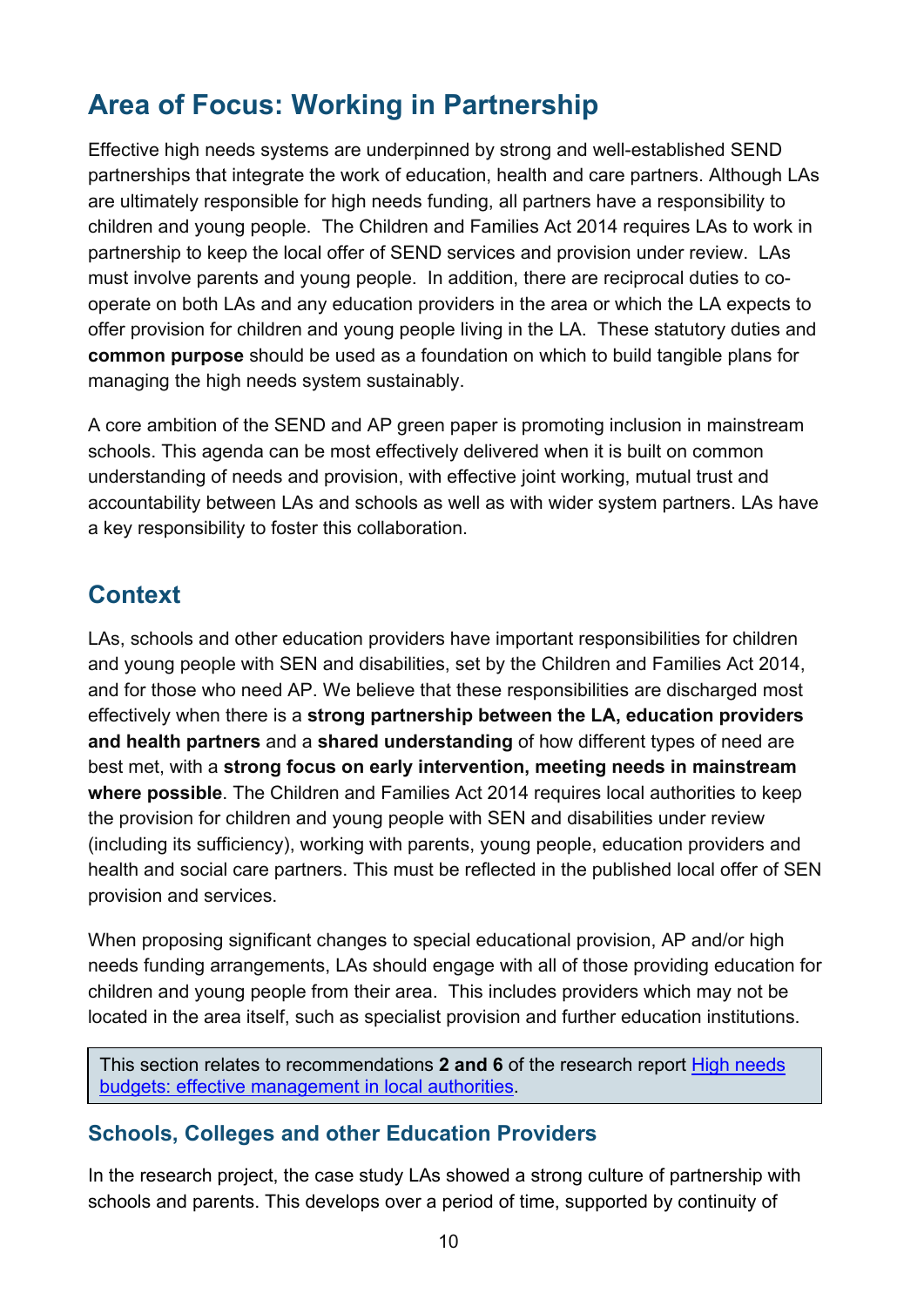## Area of Focus: Working in Partnership

Effective high needs systems are underpinned by strong and well-established SEND partnerships that integrate the work of education, health and care partners. Although LAs are ultimately responsible for high needs funding, all partners have a responsibility to children and young people. The Children and Families Act 2014 requires LAs to work in partnership to keep the local offer of SEND services and provision under review. LAs must involve parents and young people. In addition, there are reciprocal duties to co-operate on both LAs and any education providers in the area or which the LA expects to offer provision for children and young people living in the LA. These statutory duties and **common purpose** should be used as a foundation on which to build tangible plans for managing the high needs system sustainably.

A core ambition of the SEND and AP green paper is promoting inclusion in mainstream schools. This agenda can be most effectively delivered when it is built on common understanding of needs and provision, with effective joint working, mutual trust and accountability between LAs and schools as well as with wider system partners. LAs have a key responsibility to foster this collaboration.

## Context

LAs, schools and other education providers have important responsibilities for children and young people with SEN and disabilities, set by the Children and Families Act 2014, and for those who need AP. We believe that these responsibilities are discharged most effectively when there is a **strong partnership between the LA, education providers and health partners** and a **shared understanding** of how different types of need are best met, with a **strong focus on early intervention, meeting needs in mainstream where possible**. The Children and Families Act 2014 requires local authorities to keep the provision for children and young people with SEN and disabilities under review (including its sufficiency), working with parents, young people, education providers and health and social care partners. This must be reflected in the published local offer of SEN provision and services.

When proposing significant changes to special educational provision, AP and/or high needs funding arrangements, LAs should engage with all of those providing education for children and young people from their area. This includes providers which may not be located in the area itself, such as specialist provision and further education institutions.

> This section relates to recommendations **2 and 6** of the research report [High needs budgets: effective management in local authorities]().

### Schools, Colleges and other Education Providers

In the research project, the case study LAs showed a strong culture of partnership with schools and parents. This develops over a period of time, supported by continuity of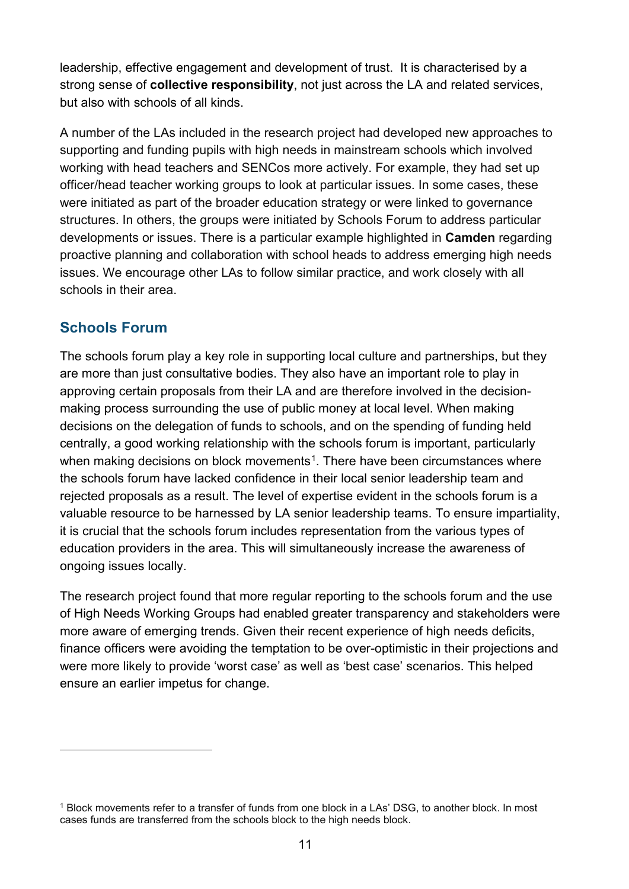leadership, effective engagement and development of trust. It is characterised by a strong sense of **collective responsibility**, not just across the LA and related services, but also with schools of all kinds.

A number of the LAs included in the research project had developed new approaches to supporting and funding pupils with high needs in mainstream schools which involved working with head teachers and SENCos more actively. For example, they had set up officer/head teacher working groups to look at particular issues. In some cases, these were initiated as part of the broader education strategy or were linked to governance structures. In others, the groups were initiated by Schools Forum to address particular developments or issues. There is a particular example highlighted in **Camden** regarding proactive planning and collaboration with school heads to address emerging high needs issues. We encourage other LAs to follow similar practice, and work closely with all schools in their area.

## Schools Forum

The schools forum play a key role in supporting local culture and partnerships, but they are more than just consultative bodies. They also have an important role to play in approving certain proposals from their LA and are therefore involved in the decision-making process surrounding the use of public money at local level. When making decisions on the delegation of funds to schools, and on the spending of funding held centrally, a good working relationship with the schools forum is important, particularly when making decisions on block movements[1]. There have been circumstances where the schools forum have lacked confidence in their local senior leadership team and rejected proposals as a result. The level of expertise evident in the schools forum is a valuable resource to be harnessed by LA senior leadership teams. To ensure impartiality, it is crucial that the schools forum includes representation from the various types of education providers in the area. This will simultaneously increase the awareness of ongoing issues locally.

The research project found that more regular reporting to the schools forum and the use of High Needs Working Groups had enabled greater transparency and stakeholders were more aware of emerging trends. Given their recent experience of high needs deficits, finance officers were avoiding the temptation to be over-optimistic in their projections and were more likely to provide 'worst case' as well as 'best case' scenarios. This helped ensure an earlier impetus for change.

---

[1] Block movements refer to a transfer of funds from one block in a LAs' DSG, to another block. In most cases funds are transferred from the schools block to the high needs block.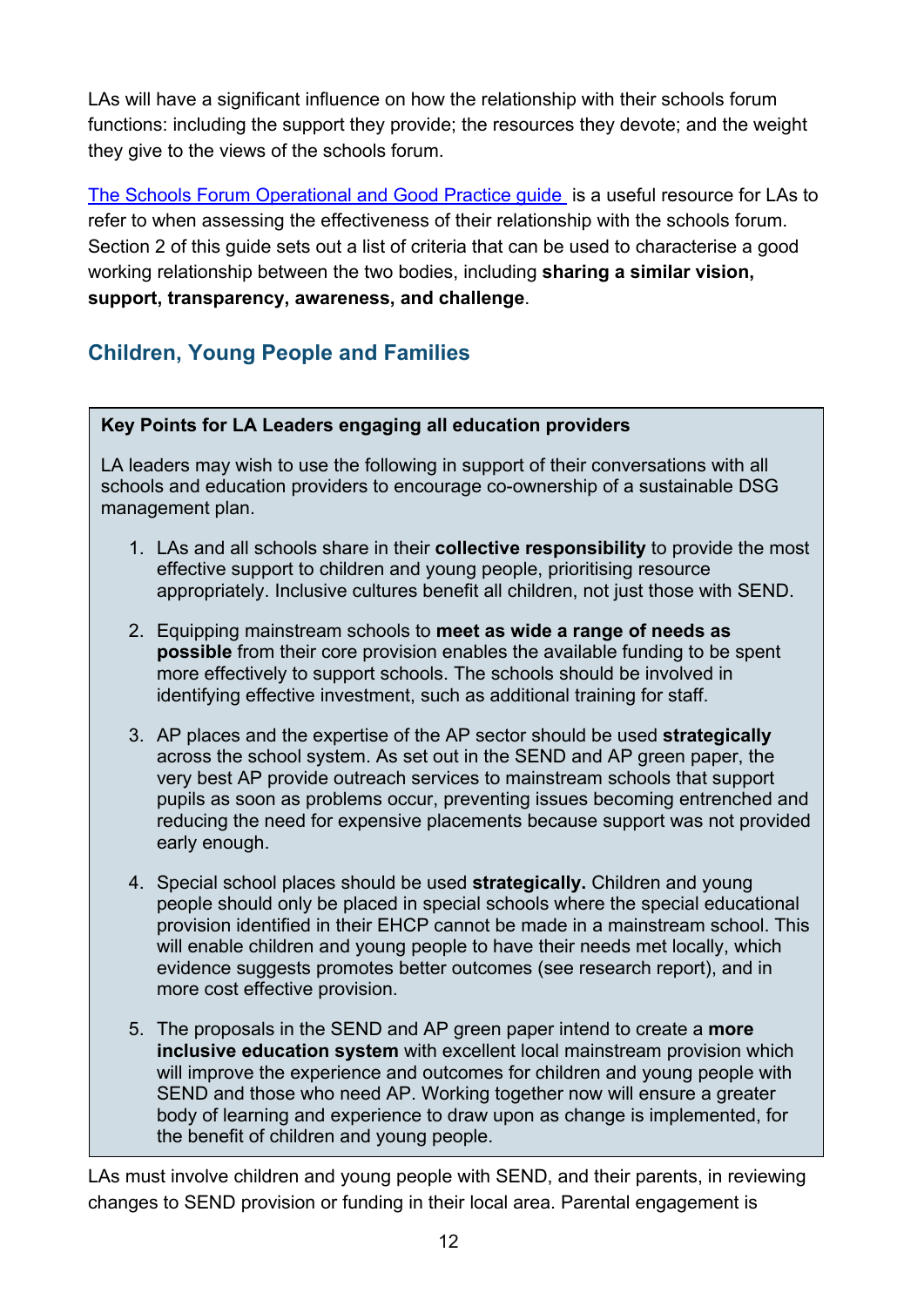LAs will have a significant influence on how the relationship with their schools forum functions: including the support they provide; the resources they devote; and the weight they give to the views of the schools forum.

[The Schools Forum Operational and Good Practice guide](#) is a useful resource for LAs to refer to when assessing the effectiveness of their relationship with the schools forum. Section 2 of this guide sets out a list of criteria that can be used to characterise a good working relationship between the two bodies, including **sharing a similar vision, support, transparency, awareness, and challenge**.

## Children, Young People and Families

> **Key Points for LA Leaders engaging all education providers**
>
> LA leaders may wish to use the following in support of their conversations with all schools and education providers to encourage co-ownership of a sustainable DSG management plan.
>
> 1. LAs and all schools share in their **collective responsibility** to provide the most effective support to children and young people, prioritising resource appropriately. Inclusive cultures benefit all children, not just those with SEND.
>
> 2. Equipping mainstream schools to **meet as wide a range of needs as possible** from their core provision enables the available funding to be spent more effectively to support schools. The schools should be involved in identifying effective investment, such as additional training for staff.
>
> 3. AP places and the expertise of the AP sector should be used **strategically** across the school system. As set out in the SEND and AP green paper, the very best AP provide outreach services to mainstream schools that support pupils as soon as problems occur, preventing issues becoming entrenched and reducing the need for expensive placements because support was not provided early enough.
>
> 4. Special school places should be used **strategically.** Children and young people should only be placed in special schools where the special educational provision identified in their EHCP cannot be made in a mainstream school. This will enable children and young people to have their needs met locally, which evidence suggests promotes better outcomes (see research report), and in more cost effective provision.
>
> 5. The proposals in the SEND and AP green paper intend to create a **more inclusive education system** with excellent local mainstream provision which will improve the experience and outcomes for children and young people with SEND and those who need AP. Working together now will ensure a greater body of learning and experience to draw upon as change is implemented, for the benefit of children and young people.

LAs must involve children and young people with SEND, and their parents, in reviewing changes to SEND provision or funding in their local area. Parental engagement is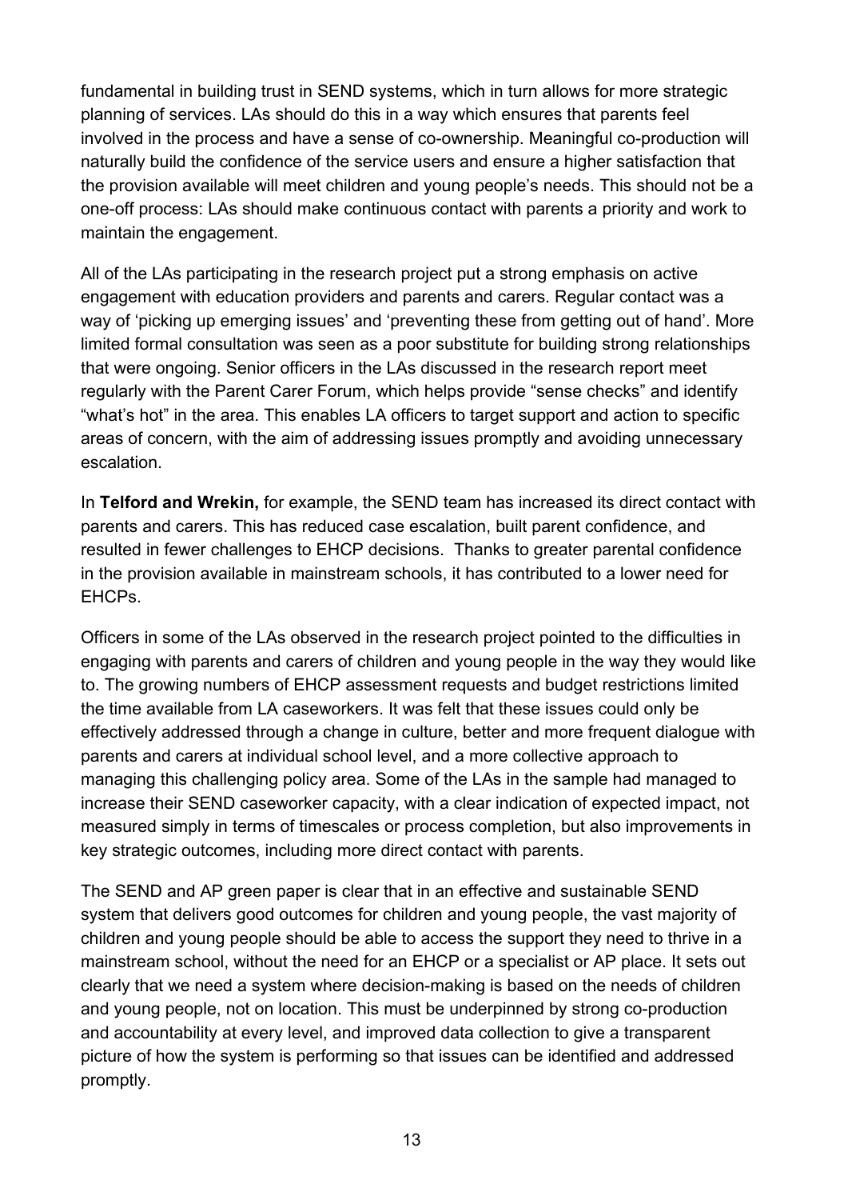fundamental in building trust in SEND systems, which in turn allows for more strategic planning of services. LAs should do this in a way which ensures that parents feel involved in the process and have a sense of co-ownership. Meaningful co-production will naturally build the confidence of the service users and ensure a higher satisfaction that the provision available will meet children and young people's needs. This should not be a one-off process: LAs should make continuous contact with parents a priority and work to maintain the engagement.

All of the LAs participating in the research project put a strong emphasis on active engagement with education providers and parents and carers. Regular contact was a way of 'picking up emerging issues' and 'preventing these from getting out of hand'. More limited formal consultation was seen as a poor substitute for building strong relationships that were ongoing. Senior officers in the LAs discussed in the research report meet regularly with the Parent Carer Forum, which helps provide "sense checks" and identify "what's hot" in the area. This enables LA officers to target support and action to specific areas of concern, with the aim of addressing issues promptly and avoiding unnecessary escalation.

In **Telford and Wrekin,** for example, the SEND team has increased its direct contact with parents and carers. This has reduced case escalation, built parent confidence, and resulted in fewer challenges to EHCP decisions. Thanks to greater parental confidence in the provision available in mainstream schools, it has contributed to a lower need for EHCPs.

Officers in some of the LAs observed in the research project pointed to the difficulties in engaging with parents and carers of children and young people in the way they would like to. The growing numbers of EHCP assessment requests and budget restrictions limited the time available from LA caseworkers. It was felt that these issues could only be effectively addressed through a change in culture, better and more frequent dialogue with parents and carers at individual school level, and a more collective approach to managing this challenging policy area. Some of the LAs in the sample had managed to increase their SEND caseworker capacity, with a clear indication of expected impact, not measured simply in terms of timescales or process completion, but also improvements in key strategic outcomes, including more direct contact with parents.

The SEND and AP green paper is clear that in an effective and sustainable SEND system that delivers good outcomes for children and young people, the vast majority of children and young people should be able to access the support they need to thrive in a mainstream school, without the need for an EHCP or a specialist or AP place. It sets out clearly that we need a system where decision-making is based on the needs of children and young people, not on location. This must be underpinned by strong co-production and accountability at every level, and improved data collection to give a transparent picture of how the system is performing so that issues can be identified and addressed promptly.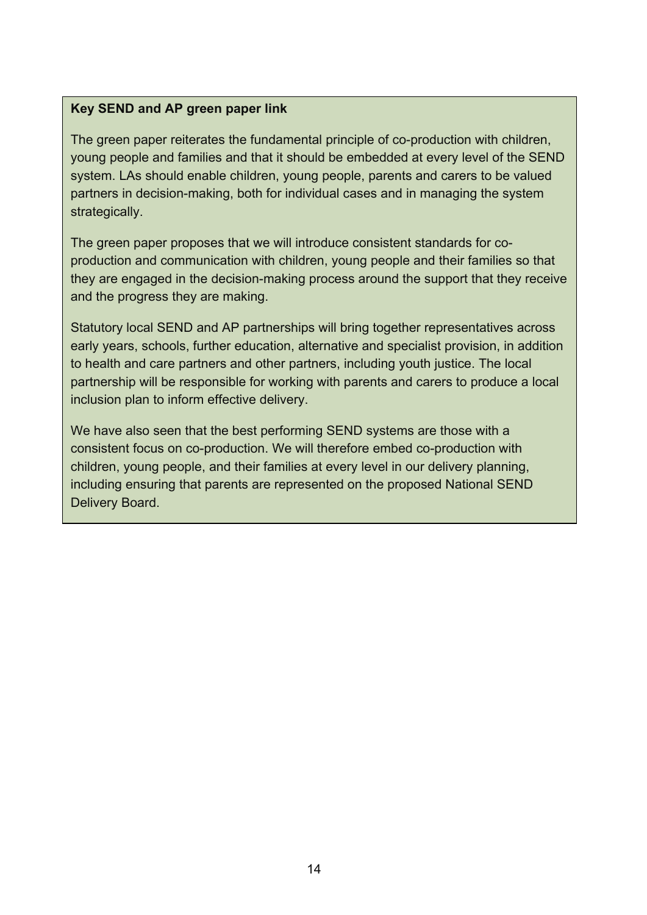**Key SEND and AP green paper link**

The green paper reiterates the fundamental principle of co-production with children, young people and families and that it should be embedded at every level of the SEND system. LAs should enable children, young people, parents and carers to be valued partners in decision-making, both for individual cases and in managing the system strategically.

The green paper proposes that we will introduce consistent standards for co-production and communication with children, young people and their families so that they are engaged in the decision-making process around the support that they receive and the progress they are making.

Statutory local SEND and AP partnerships will bring together representatives across early years, schools, further education, alternative and specialist provision, in addition to health and care partners and other partners, including youth justice. The local partnership will be responsible for working with parents and carers to produce a local inclusion plan to inform effective delivery.

We have also seen that the best performing SEND systems are those with a consistent focus on co-production. We will therefore embed co-production with children, young people, and their families at every level in our delivery planning, including ensuring that parents are represented on the proposed National SEND Delivery Board.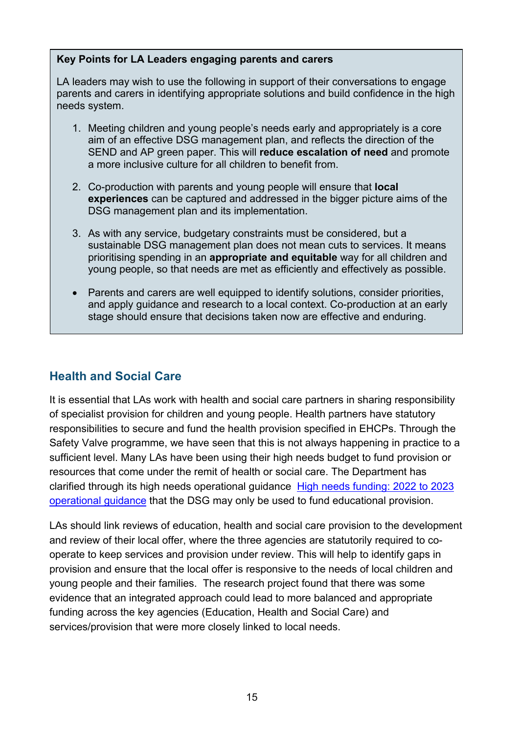**Key Points for LA Leaders engaging parents and carers**

LA leaders may wish to use the following in support of their conversations to engage parents and carers in identifying appropriate solutions and build confidence in the high needs system.

1. Meeting children and young people's needs early and appropriately is a core aim of an effective DSG management plan, and reflects the direction of the SEND and AP green paper. This will **reduce escalation of need** and promote a more inclusive culture for all children to benefit from.

2. Co-production with parents and young people will ensure that **local experiences** can be captured and addressed in the bigger picture aims of the DSG management plan and its implementation.

3. As with any service, budgetary constraints must be considered, but a sustainable DSG management plan does not mean cuts to services. It means prioritising spending in an **appropriate and equitable** way for all children and young people, so that needs are met as efficiently and effectively as possible.

- Parents and carers are well equipped to identify solutions, consider priorities, and apply guidance and research to a local context. Co-production at an early stage should ensure that decisions taken now are effective and enduring.

## Health and Social Care

It is essential that LAs work with health and social care partners in sharing responsibility of specialist provision for children and young people. Health partners have statutory responsibilities to secure and fund the health provision specified in EHCPs. Through the Safety Valve programme, we have seen that this is not always happening in practice to a sufficient level. Many LAs have been using their high needs budget to fund provision or resources that come under the remit of health or social care. The Department has clarified through its high needs operational guidance [High needs funding: 2022 to 2023 operational guidance] that the DSG may only be used to fund educational provision.

LAs should link reviews of education, health and social care provision to the development and review of their local offer, where the three agencies are statutorily required to co-operate to keep services and provision under review. This will help to identify gaps in provision and ensure that the local offer is responsive to the needs of local children and young people and their families. The research project found that there was some evidence that an integrated approach could lead to more balanced and appropriate funding across the key agencies (Education, Health and Social Care) and services/provision that were more closely linked to local needs.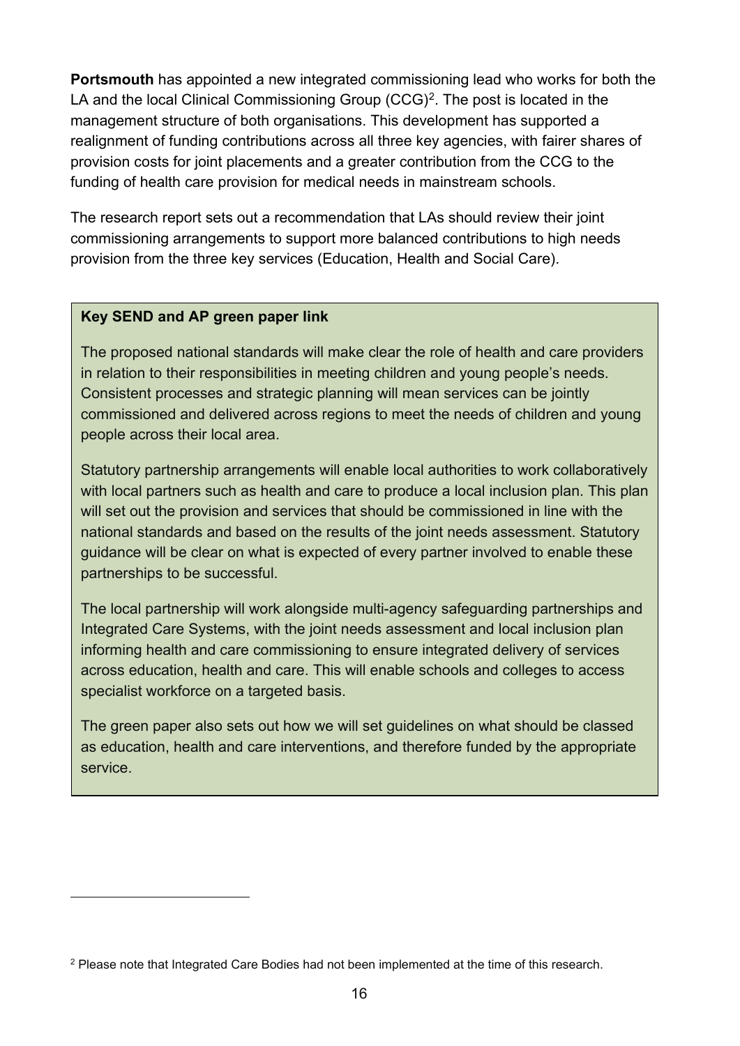**Portsmouth** has appointed a new integrated commissioning lead who works for both the LA and the local Clinical Commissioning Group (CCG)[2]. The post is located in the management structure of both organisations. This development has supported a realignment of funding contributions across all three key agencies, with fairer shares of provision costs for joint placements and a greater contribution from the CCG to the funding of health care provision for medical needs in mainstream schools.

The research report sets out a recommendation that LAs should review their joint commissioning arrangements to support more balanced contributions to high needs provision from the three key services (Education, Health and Social Care).

> **Key SEND and AP green paper link**
>
> The proposed national standards will make clear the role of health and care providers in relation to their responsibilities in meeting children and young people's needs. Consistent processes and strategic planning will mean services can be jointly commissioned and delivered across regions to meet the needs of children and young people across their local area.
>
> Statutory partnership arrangements will enable local authorities to work collaboratively with local partners such as health and care to produce a local inclusion plan. This plan will set out the provision and services that should be commissioned in line with the national standards and based on the results of the joint needs assessment. Statutory guidance will be clear on what is expected of every partner involved to enable these partnerships to be successful.
>
> The local partnership will work alongside multi-agency safeguarding partnerships and Integrated Care Systems, with the joint needs assessment and local inclusion plan informing health and care commissioning to ensure integrated delivery of services across education, health and care. This will enable schools and colleges to access specialist workforce on a targeted basis.
>
> The green paper also sets out how we will set guidelines on what should be classed as education, health and care interventions, and therefore funded by the appropriate service.

[2] Please note that Integrated Care Bodies had not been implemented at the time of this research.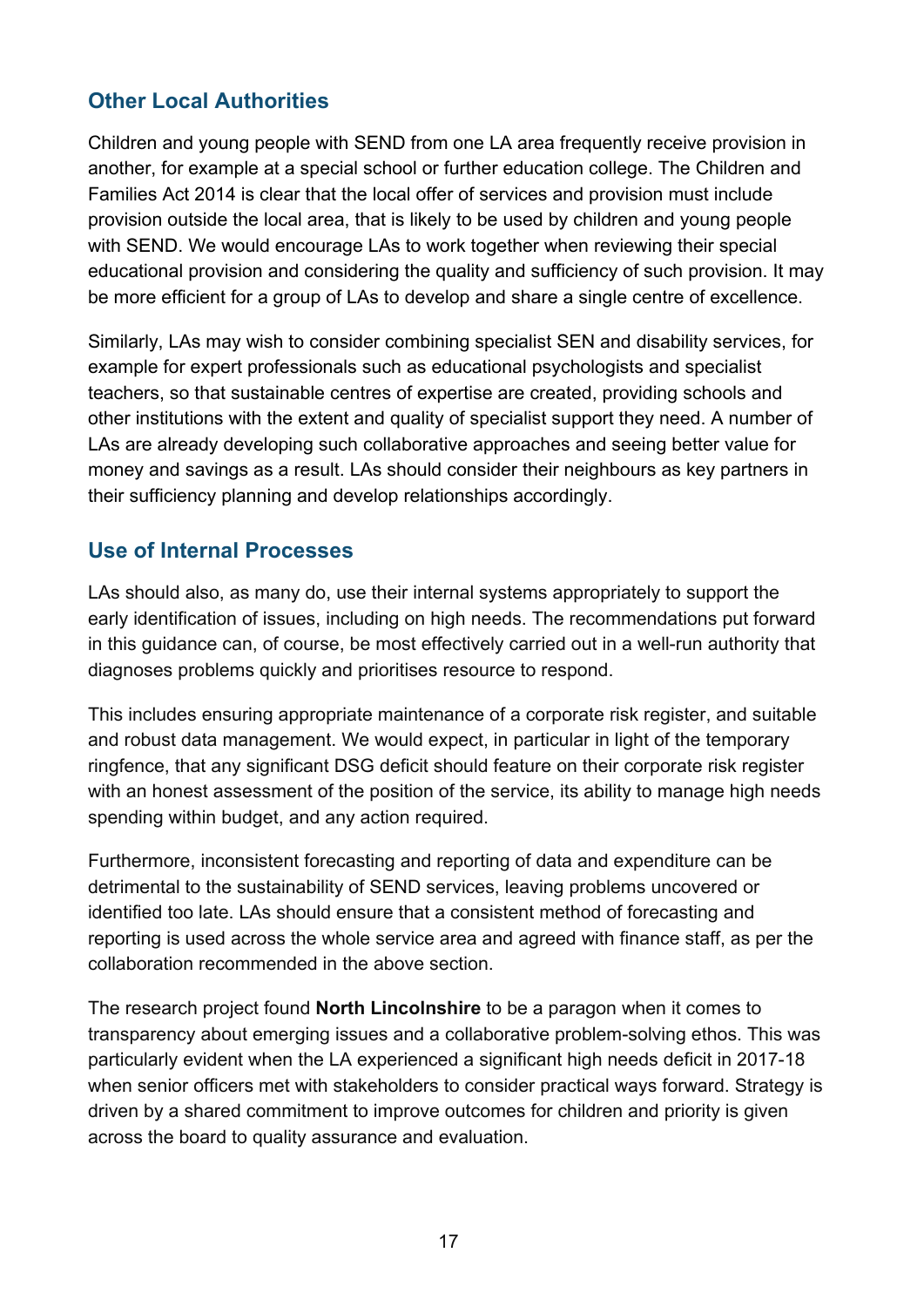## Other Local Authorities

Children and young people with SEND from one LA area frequently receive provision in another, for example at a special school or further education college. The Children and Families Act 2014 is clear that the local offer of services and provision must include provision outside the local area, that is likely to be used by children and young people with SEND. We would encourage LAs to work together when reviewing their special educational provision and considering the quality and sufficiency of such provision. It may be more efficient for a group of LAs to develop and share a single centre of excellence.

Similarly, LAs may wish to consider combining specialist SEN and disability services, for example for expert professionals such as educational psychologists and specialist teachers, so that sustainable centres of expertise are created, providing schools and other institutions with the extent and quality of specialist support they need. A number of LAs are already developing such collaborative approaches and seeing better value for money and savings as a result. LAs should consider their neighbours as key partners in their sufficiency planning and develop relationships accordingly.

## Use of Internal Processes

LAs should also, as many do, use their internal systems appropriately to support the early identification of issues, including on high needs. The recommendations put forward in this guidance can, of course, be most effectively carried out in a well-run authority that diagnoses problems quickly and prioritises resource to respond.

This includes ensuring appropriate maintenance of a corporate risk register, and suitable and robust data management. We would expect, in particular in light of the temporary ringfence, that any significant DSG deficit should feature on their corporate risk register with an honest assessment of the position of the service, its ability to manage high needs spending within budget, and any action required.

Furthermore, inconsistent forecasting and reporting of data and expenditure can be detrimental to the sustainability of SEND services, leaving problems uncovered or identified too late. LAs should ensure that a consistent method of forecasting and reporting is used across the whole service area and agreed with finance staff, as per the collaboration recommended in the above section.

The research project found **North Lincolnshire** to be a paragon when it comes to transparency about emerging issues and a collaborative problem-solving ethos. This was particularly evident when the LA experienced a significant high needs deficit in 2017-18 when senior officers met with stakeholders to consider practical ways forward. Strategy is driven by a shared commitment to improve outcomes for children and priority is given across the board to quality assurance and evaluation.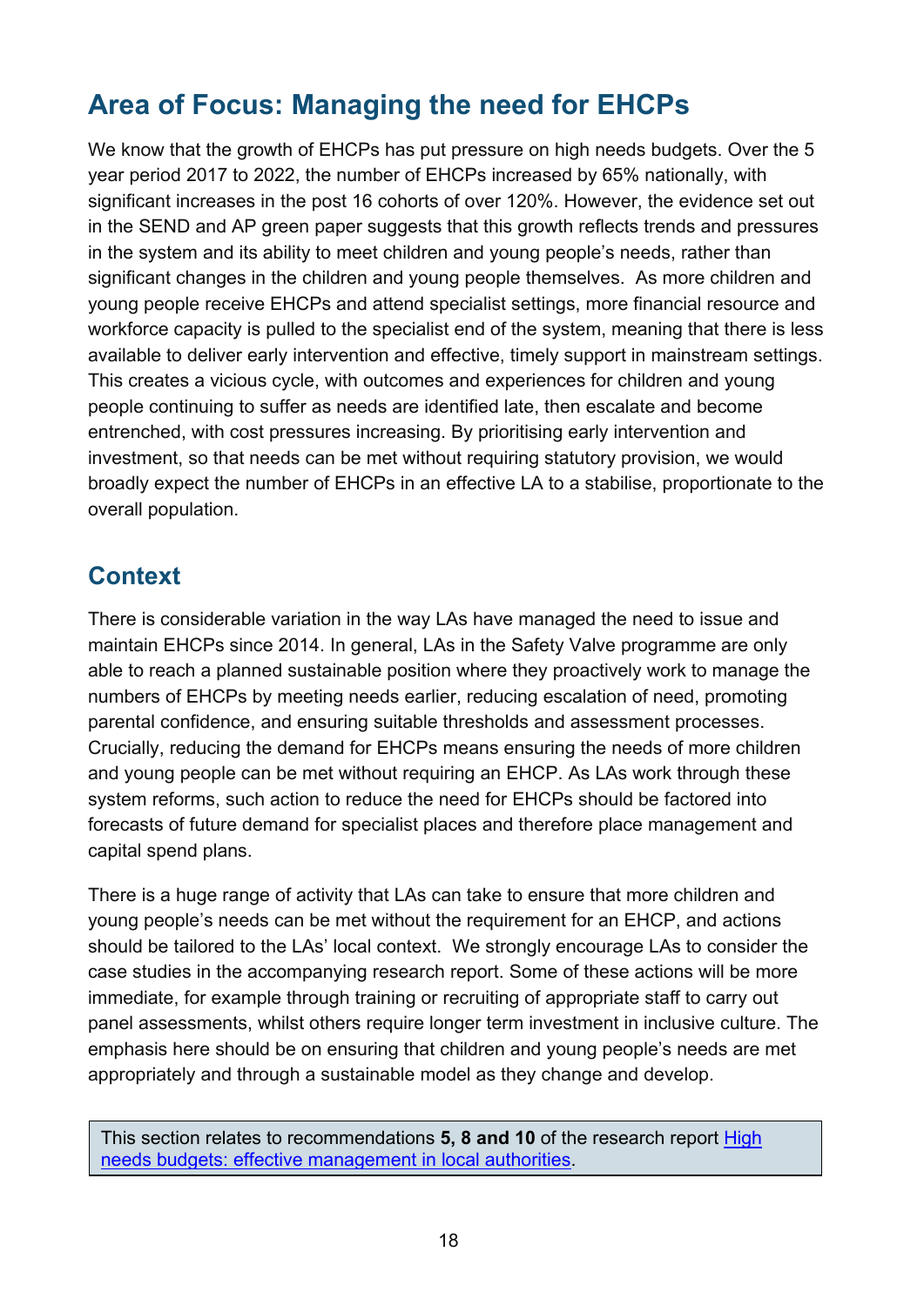## Area of Focus: Managing the need for EHCPs

We know that the growth of EHCPs has put pressure on high needs budgets. Over the 5 year period 2017 to 2022, the number of EHCPs increased by 65% nationally, with significant increases in the post 16 cohorts of over 120%. However, the evidence set out in the SEND and AP green paper suggests that this growth reflects trends and pressures in the system and its ability to meet children and young people's needs, rather than significant changes in the children and young people themselves. As more children and young people receive EHCPs and attend specialist settings, more financial resource and workforce capacity is pulled to the specialist end of the system, meaning that there is less available to deliver early intervention and effective, timely support in mainstream settings. This creates a vicious cycle, with outcomes and experiences for children and young people continuing to suffer as needs are identified late, then escalate and become entrenched, with cost pressures increasing. By prioritising early intervention and investment, so that needs can be met without requiring statutory provision, we would broadly expect the number of EHCPs in an effective LA to a stabilise, proportionate to the overall population.

### Context

There is considerable variation in the way LAs have managed the need to issue and maintain EHCPs since 2014. In general, LAs in the Safety Valve programme are only able to reach a planned sustainable position where they proactively work to manage the numbers of EHCPs by meeting needs earlier, reducing escalation of need, promoting parental confidence, and ensuring suitable thresholds and assessment processes. Crucially, reducing the demand for EHCPs means ensuring the needs of more children and young people can be met without requiring an EHCP. As LAs work through these system reforms, such action to reduce the need for EHCPs should be factored into forecasts of future demand for specialist places and therefore place management and capital spend plans.

There is a huge range of activity that LAs can take to ensure that more children and young people's needs can be met without the requirement for an EHCP, and actions should be tailored to the LAs' local context. We strongly encourage LAs to consider the case studies in the accompanying research report. Some of these actions will be more immediate, for example through training or recruiting of appropriate staff to carry out panel assessments, whilst others require longer term investment in inclusive culture. The emphasis here should be on ensuring that children and young people's needs are met appropriately and through a sustainable model as they change and develop.

> This section relates to recommendations **5, 8 and 10** of the research report [High needs budgets: effective management in local authorities]().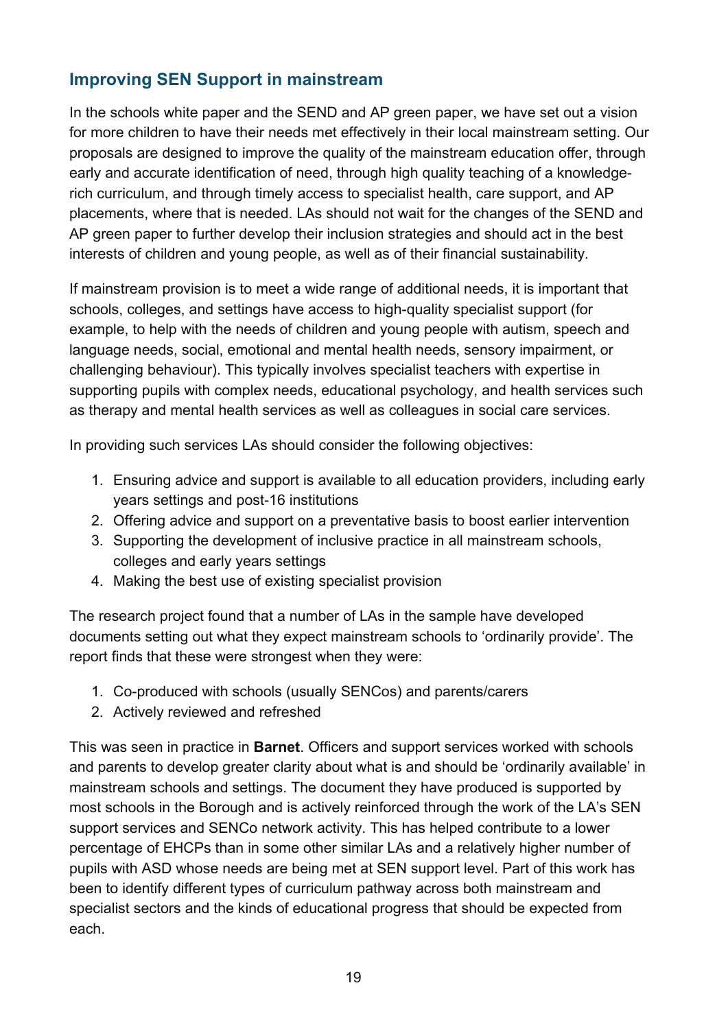## Improving SEN Support in mainstream

In the schools white paper and the SEND and AP green paper, we have set out a vision for more children to have their needs met effectively in their local mainstream setting. Our proposals are designed to improve the quality of the mainstream education offer, through early and accurate identification of need, through high quality teaching of a knowledge-rich curriculum, and through timely access to specialist health, care support, and AP placements, where that is needed. LAs should not wait for the changes of the SEND and AP green paper to further develop their inclusion strategies and should act in the best interests of children and young people, as well as of their financial sustainability.

If mainstream provision is to meet a wide range of additional needs, it is important that schools, colleges, and settings have access to high-quality specialist support (for example, to help with the needs of children and young people with autism, speech and language needs, social, emotional and mental health needs, sensory impairment, or challenging behaviour). This typically involves specialist teachers with expertise in supporting pupils with complex needs, educational psychology, and health services such as therapy and mental health services as well as colleagues in social care services.

In providing such services LAs should consider the following objectives:

1. Ensuring advice and support is available to all education providers, including early years settings and post-16 institutions
2. Offering advice and support on a preventative basis to boost earlier intervention
3. Supporting the development of inclusive practice in all mainstream schools, colleges and early years settings
4. Making the best use of existing specialist provision

The research project found that a number of LAs in the sample have developed documents setting out what they expect mainstream schools to 'ordinarily provide'. The report finds that these were strongest when they were:

1. Co-produced with schools (usually SENCos) and parents/carers
2. Actively reviewed and refreshed

This was seen in practice in **Barnet**. Officers and support services worked with schools and parents to develop greater clarity about what is and should be 'ordinarily available' in mainstream schools and settings. The document they have produced is supported by most schools in the Borough and is actively reinforced through the work of the LA's SEN support services and SENCo network activity. This has helped contribute to a lower percentage of EHCPs than in some other similar LAs and a relatively higher number of pupils with ASD whose needs are being met at SEN support level. Part of this work has been to identify different types of curriculum pathway across both mainstream and specialist sectors and the kinds of educational progress that should be expected from each.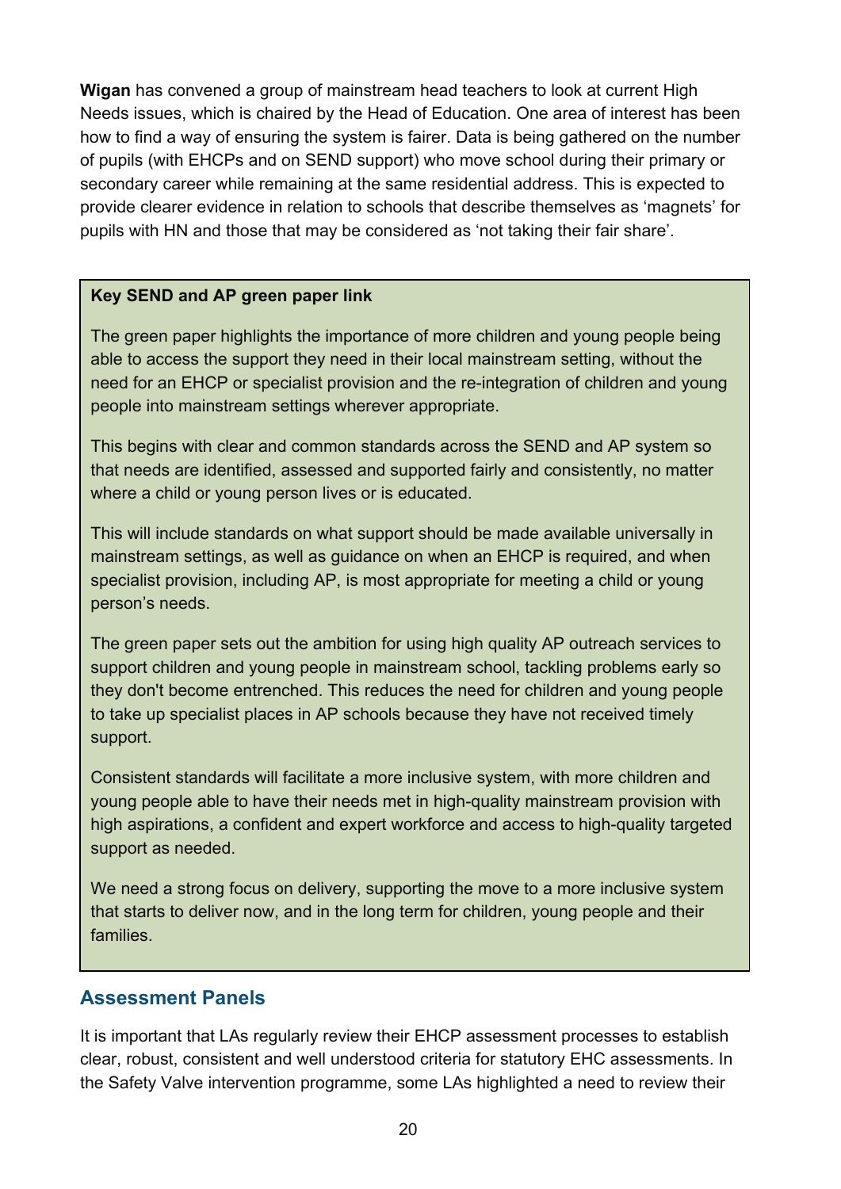**Wigan** has convened a group of mainstream head teachers to look at current High Needs issues, which is chaired by the Head of Education. One area of interest has been how to find a way of ensuring the system is fairer. Data is being gathered on the number of pupils (with EHCPs and on SEND support) who move school during their primary or secondary career while remaining at the same residential address. This is expected to provide clearer evidence in relation to schools that describe themselves as 'magnets' for pupils with HN and those that may be considered as 'not taking their fair share'.

> **Key SEND and AP green paper link**
>
> The green paper highlights the importance of more children and young people being able to access the support they need in their local mainstream setting, without the need for an EHCP or specialist provision and the re-integration of children and young people into mainstream settings wherever appropriate.
>
> This begins with clear and common standards across the SEND and AP system so that needs are identified, assessed and supported fairly and consistently, no matter where a child or young person lives or is educated.
>
> This will include standards on what support should be made available universally in mainstream settings, as well as guidance on when an EHCP is required, and when specialist provision, including AP, is most appropriate for meeting a child or young person's needs.
>
> The green paper sets out the ambition for using high quality AP outreach services to support children and young people in mainstream school, tackling problems early so they don't become entrenched. This reduces the need for children and young people to take up specialist places in AP schools because they have not received timely support.
>
> Consistent standards will facilitate a more inclusive system, with more children and young people able to have their needs met in high-quality mainstream provision with high aspirations, a confident and expert workforce and access to high-quality targeted support as needed.
>
> We need a strong focus on delivery, supporting the move to a more inclusive system that starts to deliver now, and in the long term for children, young people and their families.

## Assessment Panels

It is important that LAs regularly review their EHCP assessment processes to establish clear, robust, consistent and well understood criteria for statutory EHC assessments. In the Safety Valve intervention programme, some LAs highlighted a need to review their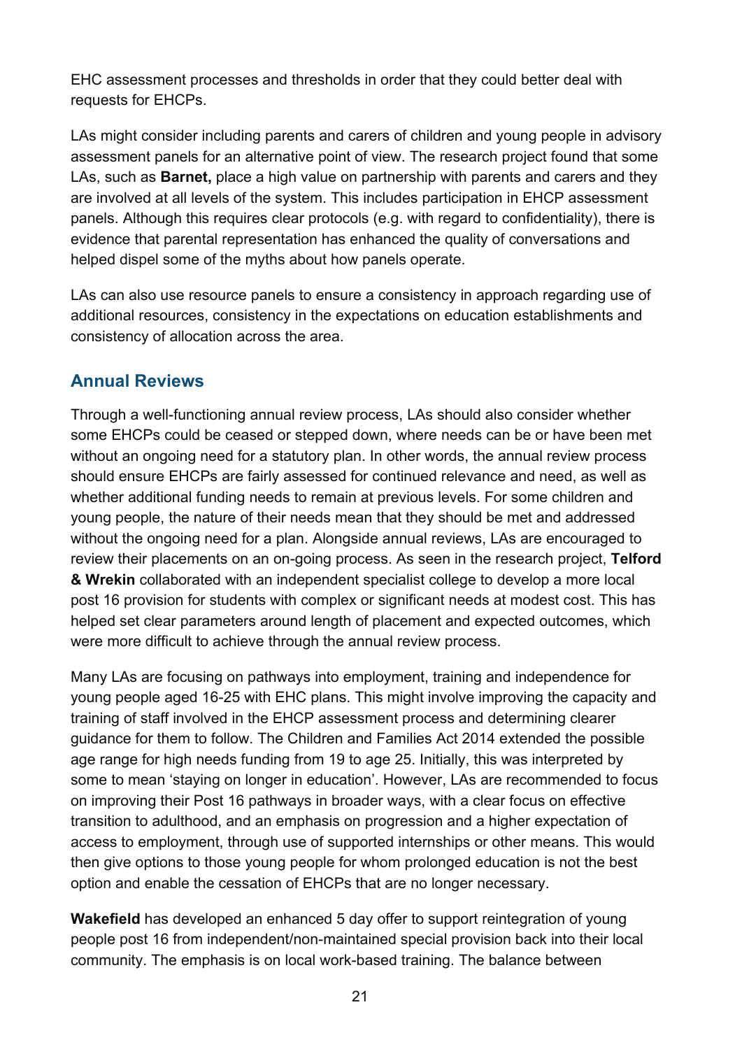EHC assessment processes and thresholds in order that they could better deal with requests for EHCPs.

LAs might consider including parents and carers of children and young people in advisory assessment panels for an alternative point of view. The research project found that some LAs, such as **Barnet,** place a high value on partnership with parents and carers and they are involved at all levels of the system. This includes participation in EHCP assessment panels. Although this requires clear protocols (e.g. with regard to confidentiality), there is evidence that parental representation has enhanced the quality of conversations and helped dispel some of the myths about how panels operate.

LAs can also use resource panels to ensure a consistency in approach regarding use of additional resources, consistency in the expectations on education establishments and consistency of allocation across the area.

## Annual Reviews

Through a well-functioning annual review process, LAs should also consider whether some EHCPs could be ceased or stepped down, where needs can be or have been met without an ongoing need for a statutory plan. In other words, the annual review process should ensure EHCPs are fairly assessed for continued relevance and need, as well as whether additional funding needs to remain at previous levels. For some children and young people, the nature of their needs mean that they should be met and addressed without the ongoing need for a plan. Alongside annual reviews, LAs are encouraged to review their placements on an on-going process. As seen in the research project, **Telford & Wrekin** collaborated with an independent specialist college to develop a more local post 16 provision for students with complex or significant needs at modest cost. This has helped set clear parameters around length of placement and expected outcomes, which were more difficult to achieve through the annual review process.

Many LAs are focusing on pathways into employment, training and independence for young people aged 16-25 with EHC plans. This might involve improving the capacity and training of staff involved in the EHCP assessment process and determining clearer guidance for them to follow. The Children and Families Act 2014 extended the possible age range for high needs funding from 19 to age 25. Initially, this was interpreted by some to mean 'staying on longer in education'. However, LAs are recommended to focus on improving their Post 16 pathways in broader ways, with a clear focus on effective transition to adulthood, and an emphasis on progression and a higher expectation of access to employment, through use of supported internships or other means. This would then give options to those young people for whom prolonged education is not the best option and enable the cessation of EHCPs that are no longer necessary.

**Wakefield** has developed an enhanced 5 day offer to support reintegration of young people post 16 from independent/non-maintained special provision back into their local community. The emphasis is on local work-based training. The balance between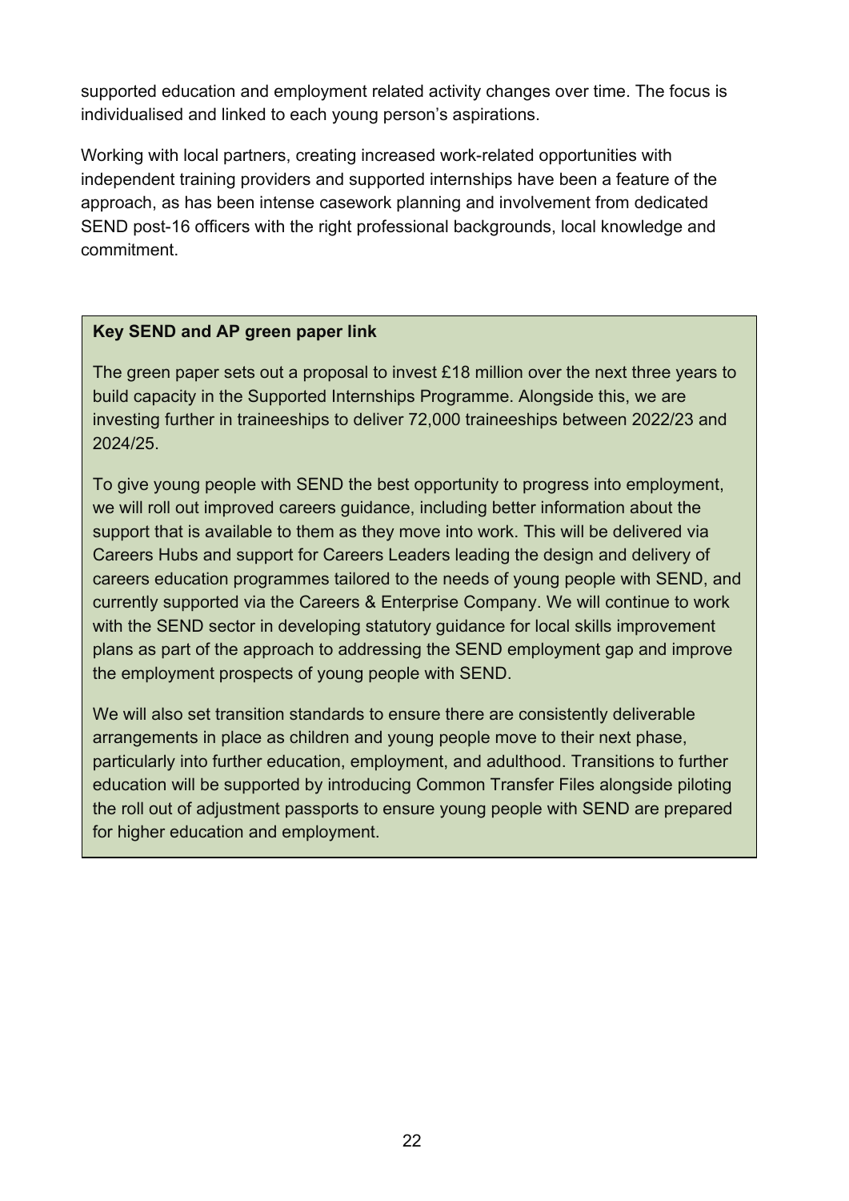supported education and employment related activity changes over time. The focus is individualised and linked to each young person's aspirations.

Working with local partners, creating increased work-related opportunities with independent training providers and supported internships have been a feature of the approach, as has been intense casework planning and involvement from dedicated SEND post-16 officers with the right professional backgrounds, local knowledge and commitment.

> **Key SEND and AP green paper link**
>
> The green paper sets out a proposal to invest £18 million over the next three years to build capacity in the Supported Internships Programme. Alongside this, we are investing further in traineeships to deliver 72,000 traineeships between 2022/23 and 2024/25.
>
> To give young people with SEND the best opportunity to progress into employment, we will roll out improved careers guidance, including better information about the support that is available to them as they move into work. This will be delivered via Careers Hubs and support for Careers Leaders leading the design and delivery of careers education programmes tailored to the needs of young people with SEND, and currently supported via the Careers & Enterprise Company. We will continue to work with the SEND sector in developing statutory guidance for local skills improvement plans as part of the approach to addressing the SEND employment gap and improve the employment prospects of young people with SEND.
>
> We will also set transition standards to ensure there are consistently deliverable arrangements in place as children and young people move to their next phase, particularly into further education, employment, and adulthood. Transitions to further education will be supported by introducing Common Transfer Files alongside piloting the roll out of adjustment passports to ensure young people with SEND are prepared for higher education and employment.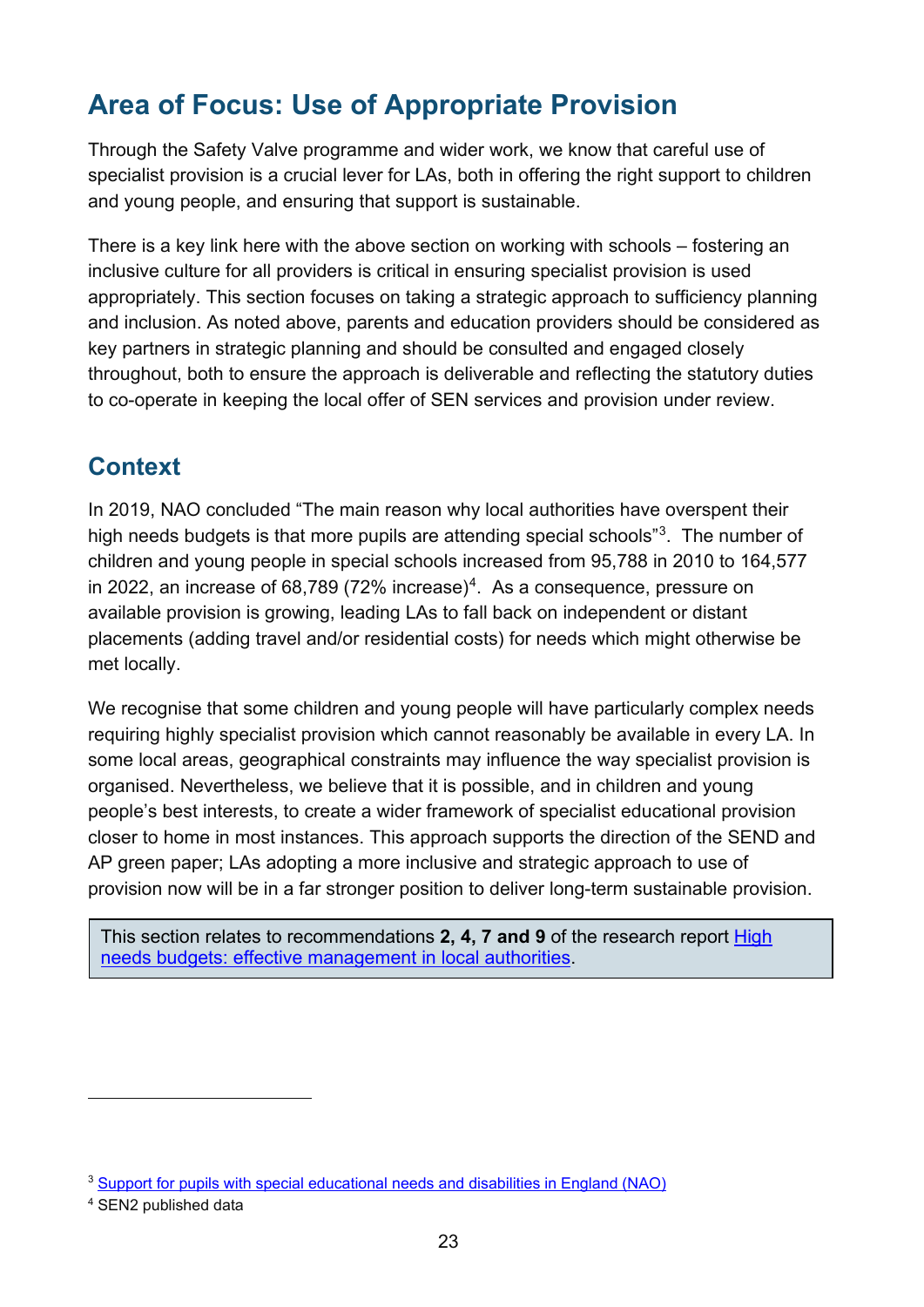## Area of Focus: Use of Appropriate Provision

Through the Safety Valve programme and wider work, we know that careful use of specialist provision is a crucial lever for LAs, both in offering the right support to children and young people, and ensuring that support is sustainable.

There is a key link here with the above section on working with schools – fostering an inclusive culture for all providers is critical in ensuring specialist provision is used appropriately. This section focuses on taking a strategic approach to sufficiency planning and inclusion. As noted above, parents and education providers should be considered as key partners in strategic planning and should be consulted and engaged closely throughout, both to ensure the approach is deliverable and reflecting the statutory duties to co-operate in keeping the local offer of SEN services and provision under review.

### Context

In 2019, NAO concluded "The main reason why local authorities have overspent their high needs budgets is that more pupils are attending special schools"[3]. The number of children and young people in special schools increased from 95,788 in 2010 to 164,577 in 2022, an increase of 68,789 (72% increase)[4]. As a consequence, pressure on available provision is growing, leading LAs to fall back on independent or distant placements (adding travel and/or residential costs) for needs which might otherwise be met locally.

We recognise that some children and young people will have particularly complex needs requiring highly specialist provision which cannot reasonably be available in every LA. In some local areas, geographical constraints may influence the way specialist provision is organised. Nevertheless, we believe that it is possible, and in children and young people's best interests, to create a wider framework of specialist educational provision closer to home in most instances. This approach supports the direction of the SEND and AP green paper; LAs adopting a more inclusive and strategic approach to use of provision now will be in a far stronger position to deliver long-term sustainable provision.

> This section relates to recommendations **2, 4, 7 and 9** of the research report [High needs budgets: effective management in local authorities](#).

---

[3] [Support for pupils with special educational needs and disabilities in England (NAO)](#)

[4] SEN2 published data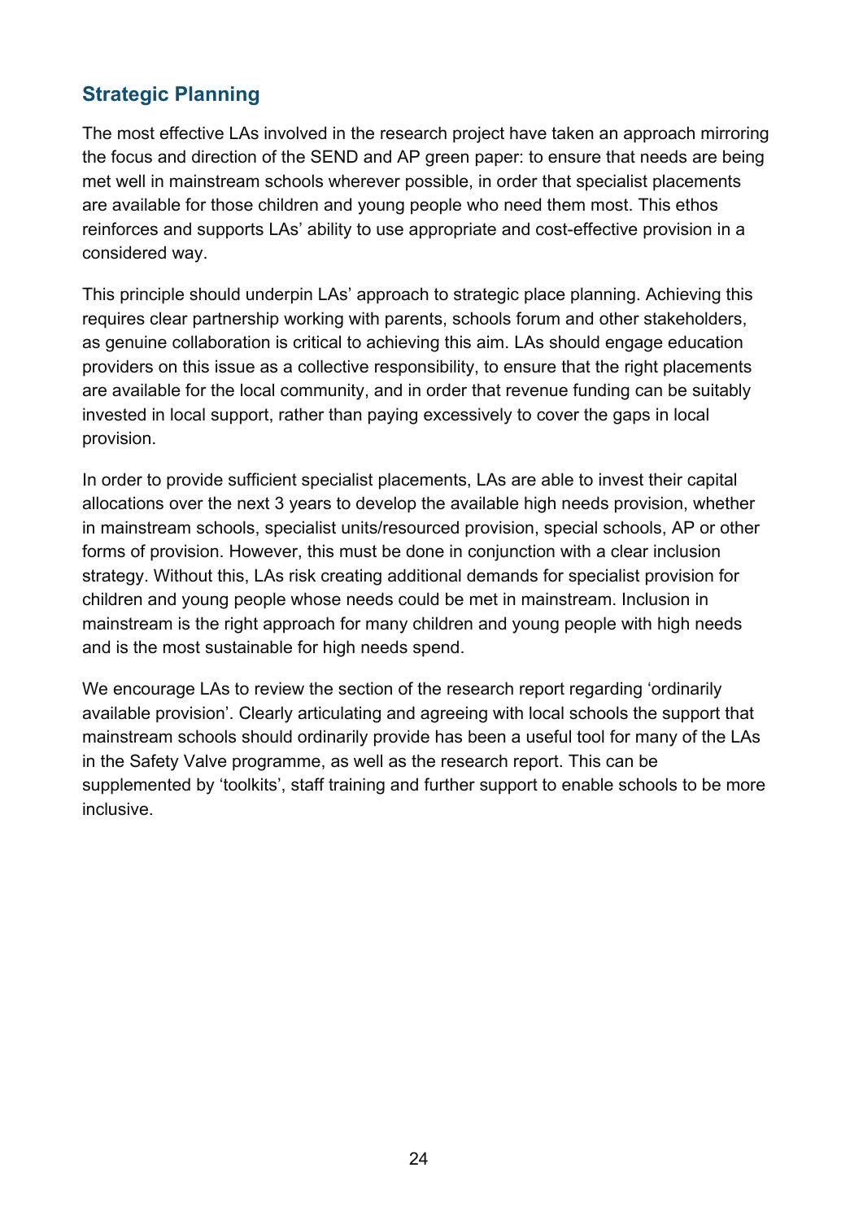## Strategic Planning

The most effective LAs involved in the research project have taken an approach mirroring the focus and direction of the SEND and AP green paper: to ensure that needs are being met well in mainstream schools wherever possible, in order that specialist placements are available for those children and young people who need them most. This ethos reinforces and supports LAs' ability to use appropriate and cost-effective provision in a considered way.

This principle should underpin LAs' approach to strategic place planning. Achieving this requires clear partnership working with parents, schools forum and other stakeholders, as genuine collaboration is critical to achieving this aim. LAs should engage education providers on this issue as a collective responsibility, to ensure that the right placements are available for the local community, and in order that revenue funding can be suitably invested in local support, rather than paying excessively to cover the gaps in local provision.

In order to provide sufficient specialist placements, LAs are able to invest their capital allocations over the next 3 years to develop the available high needs provision, whether in mainstream schools, specialist units/resourced provision, special schools, AP or other forms of provision. However, this must be done in conjunction with a clear inclusion strategy. Without this, LAs risk creating additional demands for specialist provision for children and young people whose needs could be met in mainstream. Inclusion in mainstream is the right approach for many children and young people with high needs and is the most sustainable for high needs spend.

We encourage LAs to review the section of the research report regarding 'ordinarily available provision'. Clearly articulating and agreeing with local schools the support that mainstream schools should ordinarily provide has been a useful tool for many of the LAs in the Safety Valve programme, as well as the research report. This can be supplemented by 'toolkits', staff training and further support to enable schools to be more inclusive.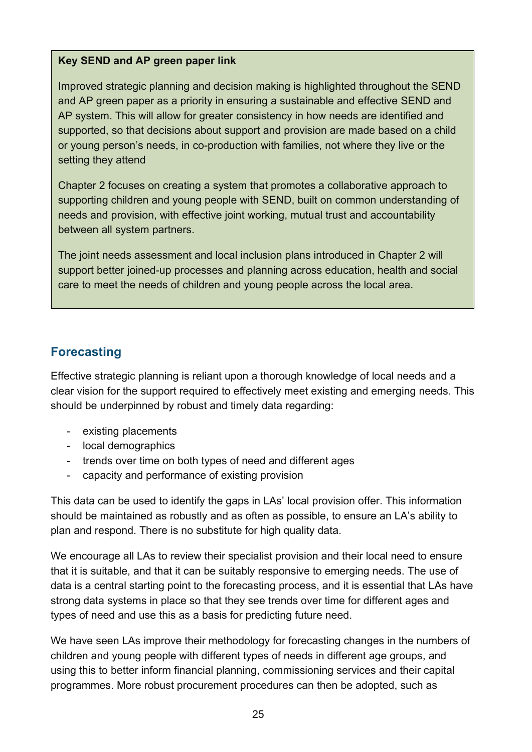**Key SEND and AP green paper link**

Improved strategic planning and decision making is highlighted throughout the SEND and AP green paper as a priority in ensuring a sustainable and effective SEND and AP system. This will allow for greater consistency in how needs are identified and supported, so that decisions about support and provision are made based on a child or young person's needs, in co-production with families, not where they live or the setting they attend

Chapter 2 focuses on creating a system that promotes a collaborative approach to supporting children and young people with SEND, built on common understanding of needs and provision, with effective joint working, mutual trust and accountability between all system partners.

The joint needs assessment and local inclusion plans introduced in Chapter 2 will support better joined-up processes and planning across education, health and social care to meet the needs of children and young people across the local area.

## Forecasting

Effective strategic planning is reliant upon a thorough knowledge of local needs and a clear vision for the support required to effectively meet existing and emerging needs. This should be underpinned by robust and timely data regarding:

- existing placements
- local demographics
- trends over time on both types of need and different ages
- capacity and performance of existing provision

This data can be used to identify the gaps in LAs' local provision offer. This information should be maintained as robustly and as often as possible, to ensure an LA's ability to plan and respond. There is no substitute for high quality data.

We encourage all LAs to review their specialist provision and their local need to ensure that it is suitable, and that it can be suitably responsive to emerging needs. The use of data is a central starting point to the forecasting process, and it is essential that LAs have strong data systems in place so that they see trends over time for different ages and types of need and use this as a basis for predicting future need.

We have seen LAs improve their methodology for forecasting changes in the numbers of children and young people with different types of needs in different age groups, and using this to better inform financial planning, commissioning services and their capital programmes. More robust procurement procedures can then be adopted, such as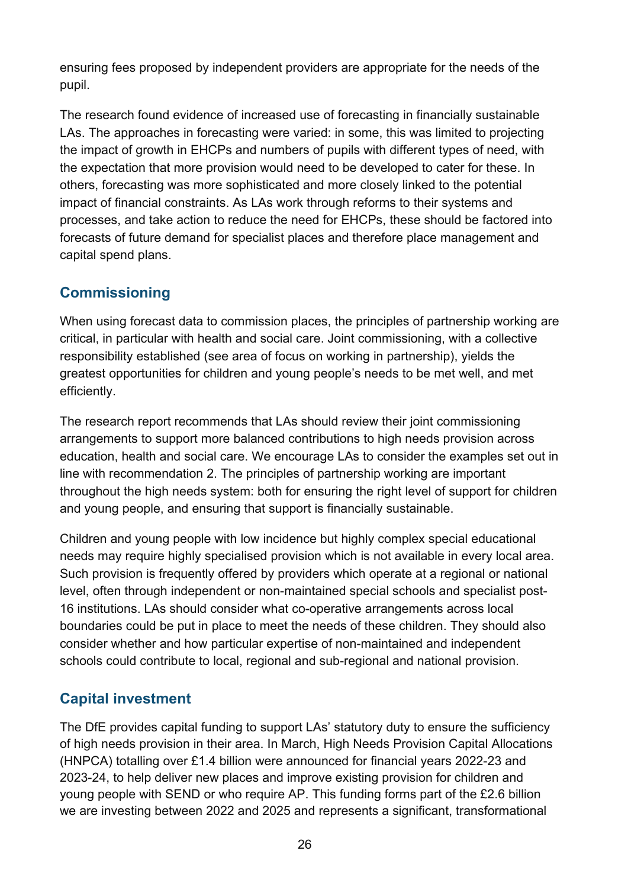ensuring fees proposed by independent providers are appropriate for the needs of the pupil.

The research found evidence of increased use of forecasting in financially sustainable LAs. The approaches in forecasting were varied: in some, this was limited to projecting the impact of growth in EHCPs and numbers of pupils with different types of need, with the expectation that more provision would need to be developed to cater for these. In others, forecasting was more sophisticated and more closely linked to the potential impact of financial constraints. As LAs work through reforms to their systems and processes, and take action to reduce the need for EHCPs, these should be factored into forecasts of future demand for specialist places and therefore place management and capital spend plans.

## Commissioning

When using forecast data to commission places, the principles of partnership working are critical, in particular with health and social care. Joint commissioning, with a collective responsibility established (see area of focus on working in partnership), yields the greatest opportunities for children and young people's needs to be met well, and met efficiently.

The research report recommends that LAs should review their joint commissioning arrangements to support more balanced contributions to high needs provision across education, health and social care. We encourage LAs to consider the examples set out in line with recommendation 2. The principles of partnership working are important throughout the high needs system: both for ensuring the right level of support for children and young people, and ensuring that support is financially sustainable.

Children and young people with low incidence but highly complex special educational needs may require highly specialised provision which is not available in every local area. Such provision is frequently offered by providers which operate at a regional or national level, often through independent or non-maintained special schools and specialist post-16 institutions. LAs should consider what co-operative arrangements across local boundaries could be put in place to meet the needs of these children. They should also consider whether and how particular expertise of non-maintained and independent schools could contribute to local, regional and sub-regional and national provision.

## Capital investment

The DfE provides capital funding to support LAs' statutory duty to ensure the sufficiency of high needs provision in their area. In March, High Needs Provision Capital Allocations (HNPCA) totalling over £1.4 billion were announced for financial years 2022-23 and 2023-24, to help deliver new places and improve existing provision for children and young people with SEND or who require AP. This funding forms part of the £2.6 billion we are investing between 2022 and 2025 and represents a significant, transformational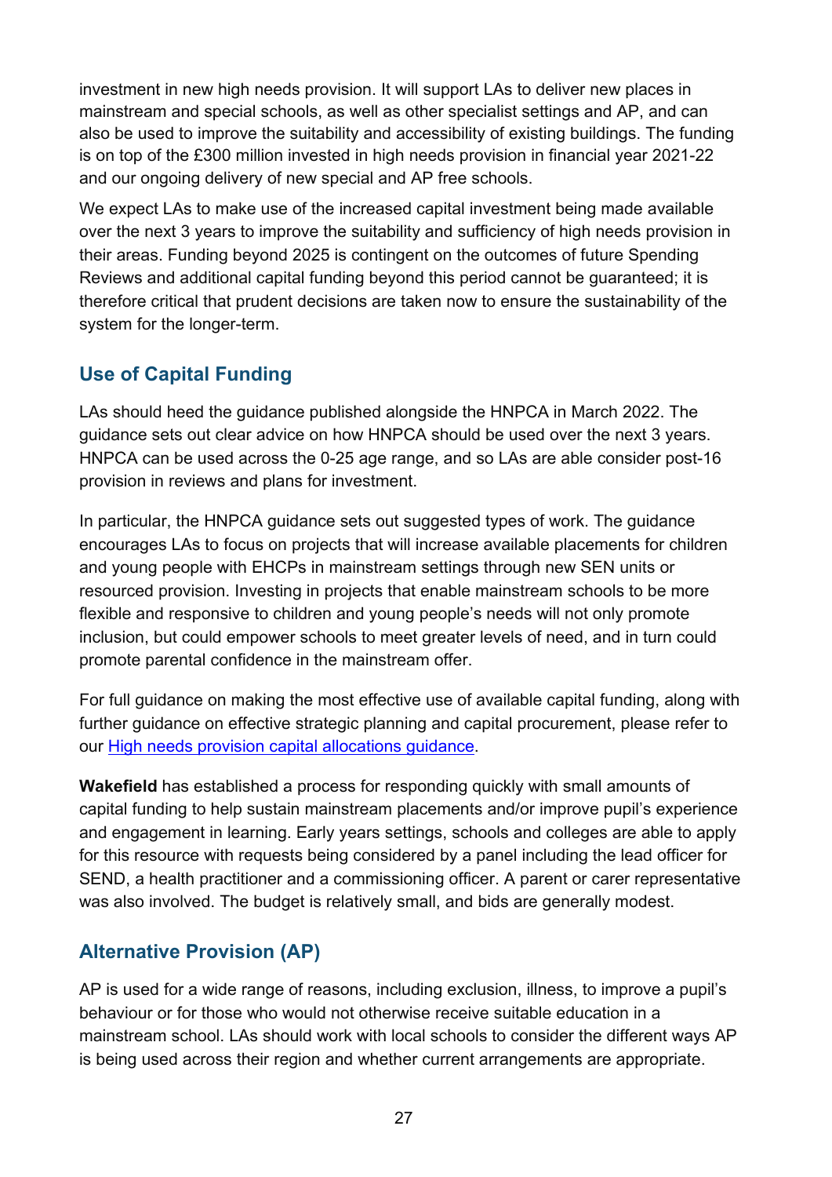investment in new high needs provision. It will support LAs to deliver new places in mainstream and special schools, as well as other specialist settings and AP, and can also be used to improve the suitability and accessibility of existing buildings. The funding is on top of the £300 million invested in high needs provision in financial year 2021-22 and our ongoing delivery of new special and AP free schools.

We expect LAs to make use of the increased capital investment being made available over the next 3 years to improve the suitability and sufficiency of high needs provision in their areas. Funding beyond 2025 is contingent on the outcomes of future Spending Reviews and additional capital funding beyond this period cannot be guaranteed; it is therefore critical that prudent decisions are taken now to ensure the sustainability of the system for the longer-term.

## Use of Capital Funding

LAs should heed the guidance published alongside the HNPCA in March 2022. The guidance sets out clear advice on how HNPCA should be used over the next 3 years. HNPCA can be used across the 0-25 age range, and so LAs are able consider post-16 provision in reviews and plans for investment.

In particular, the HNPCA guidance sets out suggested types of work. The guidance encourages LAs to focus on projects that will increase available placements for children and young people with EHCPs in mainstream settings through new SEN units or resourced provision. Investing in projects that enable mainstream schools to be more flexible and responsive to children and young people's needs will not only promote inclusion, but could empower schools to meet greater levels of need, and in turn could promote parental confidence in the mainstream offer.

For full guidance on making the most effective use of available capital funding, along with further guidance on effective strategic planning and capital procurement, please refer to our [High needs provision capital allocations guidance](#).

**Wakefield** has established a process for responding quickly with small amounts of capital funding to help sustain mainstream placements and/or improve pupil's experience and engagement in learning. Early years settings, schools and colleges are able to apply for this resource with requests being considered by a panel including the lead officer for SEND, a health practitioner and a commissioning officer. A parent or carer representative was also involved. The budget is relatively small, and bids are generally modest.

## Alternative Provision (AP)

AP is used for a wide range of reasons, including exclusion, illness, to improve a pupil's behaviour or for those who would not otherwise receive suitable education in a mainstream school. LAs should work with local schools to consider the different ways AP is being used across their region and whether current arrangements are appropriate.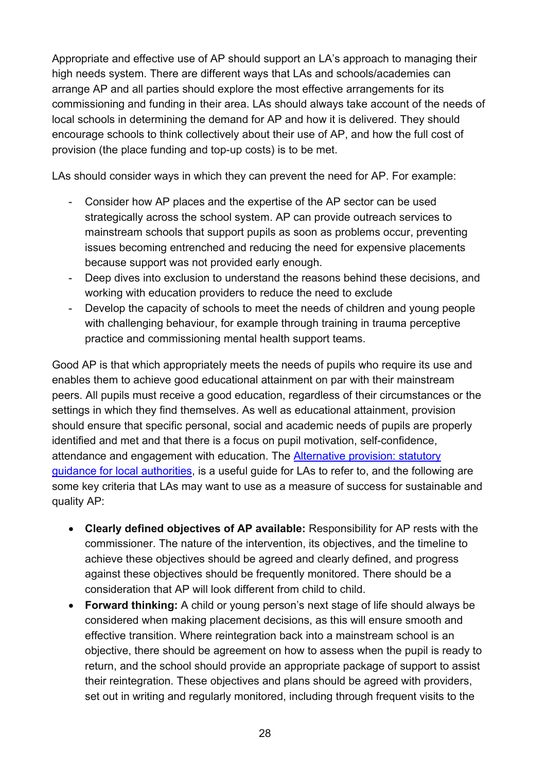Appropriate and effective use of AP should support an LA's approach to managing their high needs system. There are different ways that LAs and schools/academies can arrange AP and all parties should explore the most effective arrangements for its commissioning and funding in their area. LAs should always take account of the needs of local schools in determining the demand for AP and how it is delivered. They should encourage schools to think collectively about their use of AP, and how the full cost of provision (the place funding and top-up costs) is to be met.

LAs should consider ways in which they can prevent the need for AP. For example:

- Consider how AP places and the expertise of the AP sector can be used strategically across the school system. AP can provide outreach services to mainstream schools that support pupils as soon as problems occur, preventing issues becoming entrenched and reducing the need for expensive placements because support was not provided early enough.
- Deep dives into exclusion to understand the reasons behind these decisions, and working with education providers to reduce the need to exclude
- Develop the capacity of schools to meet the needs of children and young people with challenging behaviour, for example through training in trauma perceptive practice and commissioning mental health support teams.

Good AP is that which appropriately meets the needs of pupils who require its use and enables them to achieve good educational attainment on par with their mainstream peers. All pupils must receive a good education, regardless of their circumstances or the settings in which they find themselves. As well as educational attainment, provision should ensure that specific personal, social and academic needs of pupils are properly identified and met and that there is a focus on pupil motivation, self-confidence, attendance and engagement with education. The [Alternative provision: statutory guidance for local authorities](), is a useful guide for LAs to refer to, and the following are some key criteria that LAs may want to use as a measure of success for sustainable and quality AP:

- **Clearly defined objectives of AP available:** Responsibility for AP rests with the commissioner. The nature of the intervention, its objectives, and the timeline to achieve these objectives should be agreed and clearly defined, and progress against these objectives should be frequently monitored. There should be a consideration that AP will look different from child to child.
- **Forward thinking:** A child or young person's next stage of life should always be considered when making placement decisions, as this will ensure smooth and effective transition. Where reintegration back into a mainstream school is an objective, there should be agreement on how to assess when the pupil is ready to return, and the school should provide an appropriate package of support to assist their reintegration. These objectives and plans should be agreed with providers, set out in writing and regularly monitored, including through frequent visits to the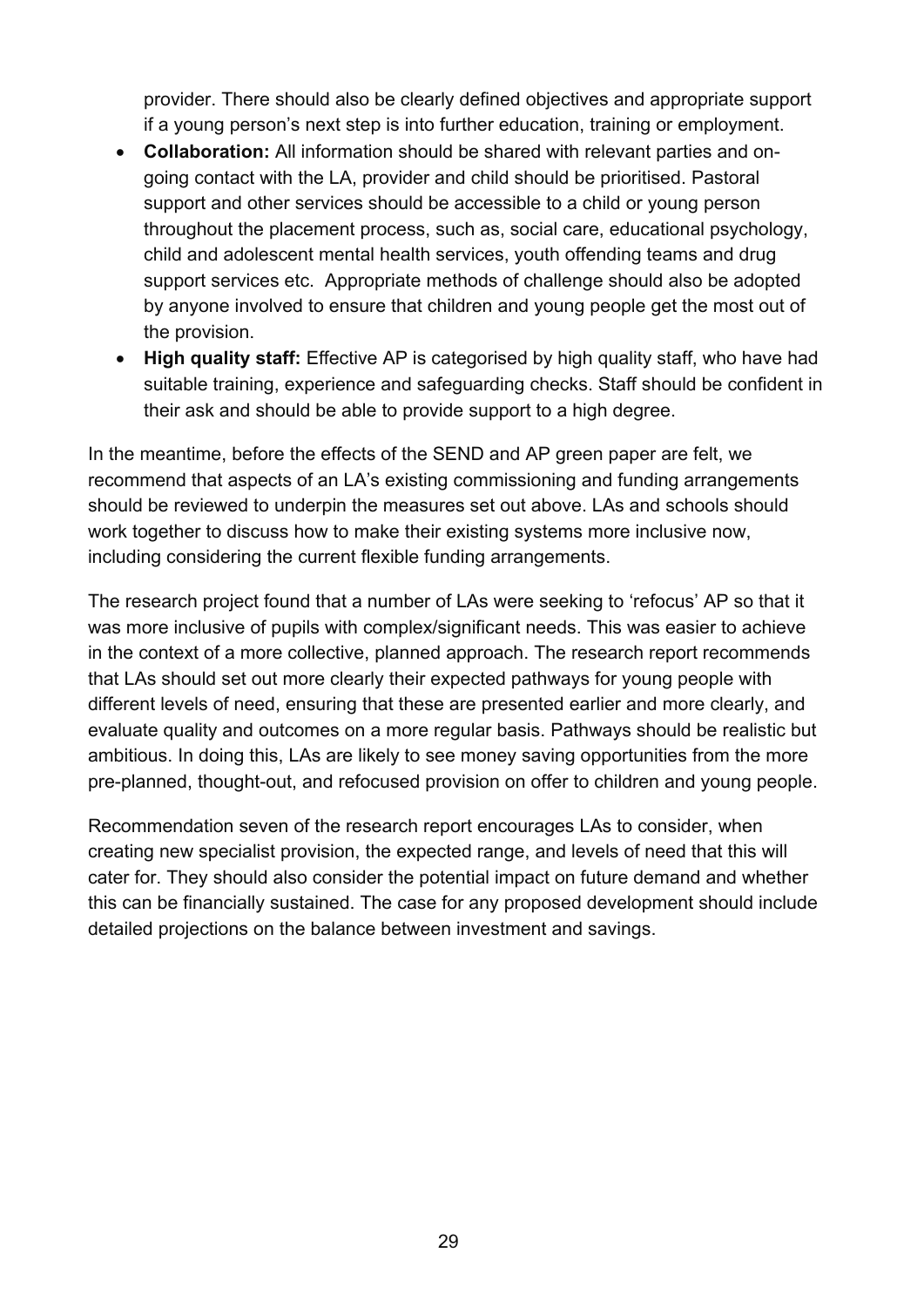provider. There should also be clearly defined objectives and appropriate support if a young person's next step is into further education, training or employment.

- **Collaboration:** All information should be shared with relevant parties and on-going contact with the LA, provider and child should be prioritised. Pastoral support and other services should be accessible to a child or young person throughout the placement process, such as, social care, educational psychology, child and adolescent mental health services, youth offending teams and drug support services etc. Appropriate methods of challenge should also be adopted by anyone involved to ensure that children and young people get the most out of the provision.
- **High quality staff:** Effective AP is categorised by high quality staff, who have had suitable training, experience and safeguarding checks. Staff should be confident in their ask and should be able to provide support to a high degree.

In the meantime, before the effects of the SEND and AP green paper are felt, we recommend that aspects of an LA's existing commissioning and funding arrangements should be reviewed to underpin the measures set out above. LAs and schools should work together to discuss how to make their existing systems more inclusive now, including considering the current flexible funding arrangements.

The research project found that a number of LAs were seeking to 'refocus' AP so that it was more inclusive of pupils with complex/significant needs. This was easier to achieve in the context of a more collective, planned approach. The research report recommends that LAs should set out more clearly their expected pathways for young people with different levels of need, ensuring that these are presented earlier and more clearly, and evaluate quality and outcomes on a more regular basis. Pathways should be realistic but ambitious. In doing this, LAs are likely to see money saving opportunities from the more pre-planned, thought-out, and refocused provision on offer to children and young people.

Recommendation seven of the research report encourages LAs to consider, when creating new specialist provision, the expected range, and levels of need that this will cater for. They should also consider the potential impact on future demand and whether this can be financially sustained. The case for any proposed development should include detailed projections on the balance between investment and savings.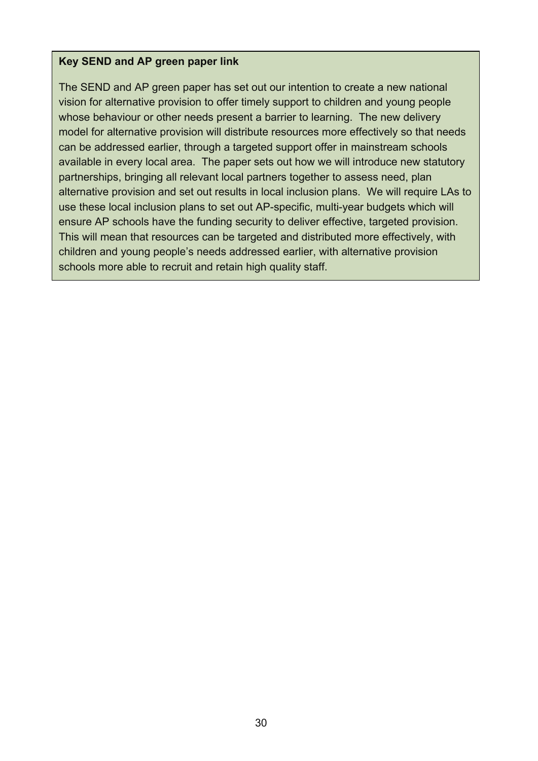**Key SEND and AP green paper link**

The SEND and AP green paper has set out our intention to create a new national vision for alternative provision to offer timely support to children and young people whose behaviour or other needs present a barrier to learning. The new delivery model for alternative provision will distribute resources more effectively so that needs can be addressed earlier, through a targeted support offer in mainstream schools available in every local area. The paper sets out how we will introduce new statutory partnerships, bringing all relevant local partners together to assess need, plan alternative provision and set out results in local inclusion plans. We will require LAs to use these local inclusion plans to set out AP-specific, multi-year budgets which will ensure AP schools have the funding security to deliver effective, targeted provision. This will mean that resources can be targeted and distributed more effectively, with children and young people's needs addressed earlier, with alternative provision schools more able to recruit and retain high quality staff.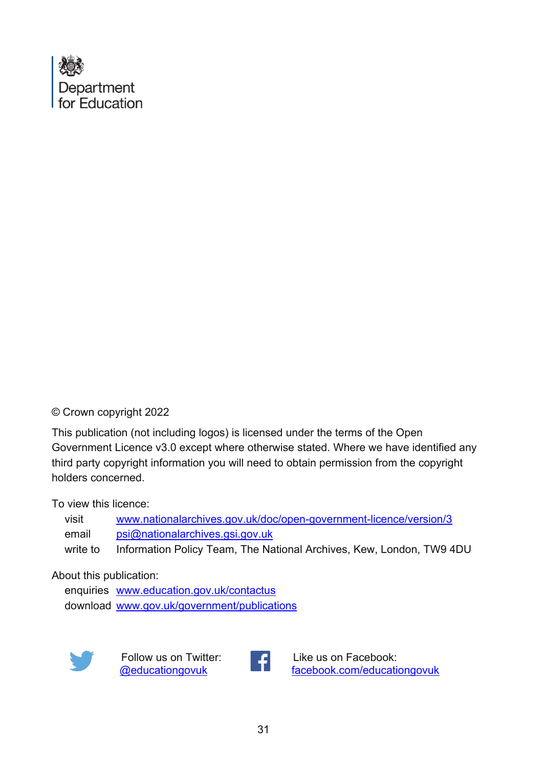Department for Education

© Crown copyright 2022

This publication (not including logos) is licensed under the terms of the Open Government Licence v3.0 except where otherwise stated. Where we have identified any third party copyright information you will need to obtain permission from the copyright holders concerned.

To view this licence:

| | |
|---|---|
| visit | www.nationalarchives.gov.uk/doc/open-government-licence/version/3 |
| email | psi@nationalarchives.gsi.gov.uk |
| write to | Information Policy Team, The National Archives, Kew, London, TW9 4DU |

About this publication:

| | |
|---|---|
| enquiries | www.education.gov.uk/contactus |
| download | www.gov.uk/government/publications |

Follow us on Twitter: @educationgovuk

Like us on Facebook: facebook.com/educationgovuk